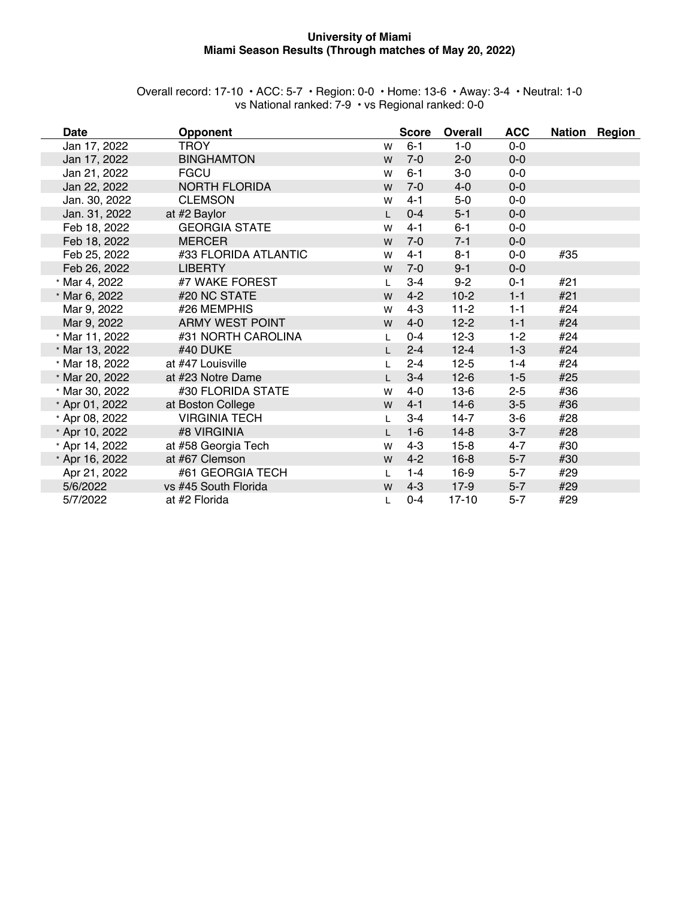# University of Miami
## Miami Season Results (Through matches of May 20, 2022)

Overall record: 17-10 • ACC: 5-7 • Region: 0-0 • Home: 13-6 • Away: 3-4 • Neutral: 1-0
vs National ranked: 7-9 • vs Regional ranked: 0-0

| Date | Opponent | | Score | Overall | ACC | Nation | Region |
|---|---|---|---|---|---|---|---|
| Jan 17, 2022 | TROY | W | 6-1 | 1-0 | 0-0 | | |
| Jan 17, 2022 | BINGHAMTON | W | 7-0 | 2-0 | 0-0 | | |
| Jan 21, 2022 | FGCU | W | 6-1 | 3-0 | 0-0 | | |
| Jan 22, 2022 | NORTH FLORIDA | W | 7-0 | 4-0 | 0-0 | | |
| Jan. 30, 2022 | CLEMSON | W | 4-1 | 5-0 | 0-0 | | |
| Jan. 31, 2022 | at #2 Baylor | L | 0-4 | 5-1 | 0-0 | | |
| Feb 18, 2022 | GEORGIA STATE | W | 4-1 | 6-1 | 0-0 | | |
| Feb 18, 2022 | MERCER | W | 7-0 | 7-1 | 0-0 | | |
| Feb 25, 2022 | #33 FLORIDA ATLANTIC | W | 4-1 | 8-1 | 0-0 | #35 | |
| Feb 26, 2022 | LIBERTY | W | 7-0 | 9-1 | 0-0 | | |
| * Mar 4, 2022 | #7 WAKE FOREST | L | 3-4 | 9-2 | 0-1 | #21 | |
| * Mar 6, 2022 | #20 NC STATE | W | 4-2 | 10-2 | 1-1 | #21 | |
| Mar 9, 2022 | #26 MEMPHIS | W | 4-3 | 11-2 | 1-1 | #24 | |
| Mar 9, 2022 | ARMY WEST POINT | W | 4-0 | 12-2 | 1-1 | #24 | |
| * Mar 11, 2022 | #31 NORTH CAROLINA | L | 0-4 | 12-3 | 1-2 | #24 | |
| * Mar 13, 2022 | #40 DUKE | L | 2-4 | 12-4 | 1-3 | #24 | |
| * Mar 18, 2022 | at #47 Louisville | L | 2-4 | 12-5 | 1-4 | #24 | |
| * Mar 20, 2022 | at #23 Notre Dame | L | 3-4 | 12-6 | 1-5 | #25 | |
| * Mar 30, 2022 | #30 FLORIDA STATE | W | 4-0 | 13-6 | 2-5 | #36 | |
| * Apr 01, 2022 | at Boston College | W | 4-1 | 14-6 | 3-5 | #36 | |
| * Apr 08, 2022 | VIRGINIA TECH | L | 3-4 | 14-7 | 3-6 | #28 | |
| * Apr 10, 2022 | #8 VIRGINIA | L | 1-6 | 14-8 | 3-7 | #28 | |
| * Apr 14, 2022 | at #58 Georgia Tech | W | 4-3 | 15-8 | 4-7 | #30 | |
| * Apr 16, 2022 | at #67 Clemson | W | 4-2 | 16-8 | 5-7 | #30 | |
| Apr 21, 2022 | #61 GEORGIA TECH | L | 1-4 | 16-9 | 5-7 | #29 | |
| 5/6/2022 | vs #45 South Florida | W | 4-3 | 17-9 | 5-7 | #29 | |
| 5/7/2022 | at #2 Florida | L | 0-4 | 17-10 | 5-7 | #29 | |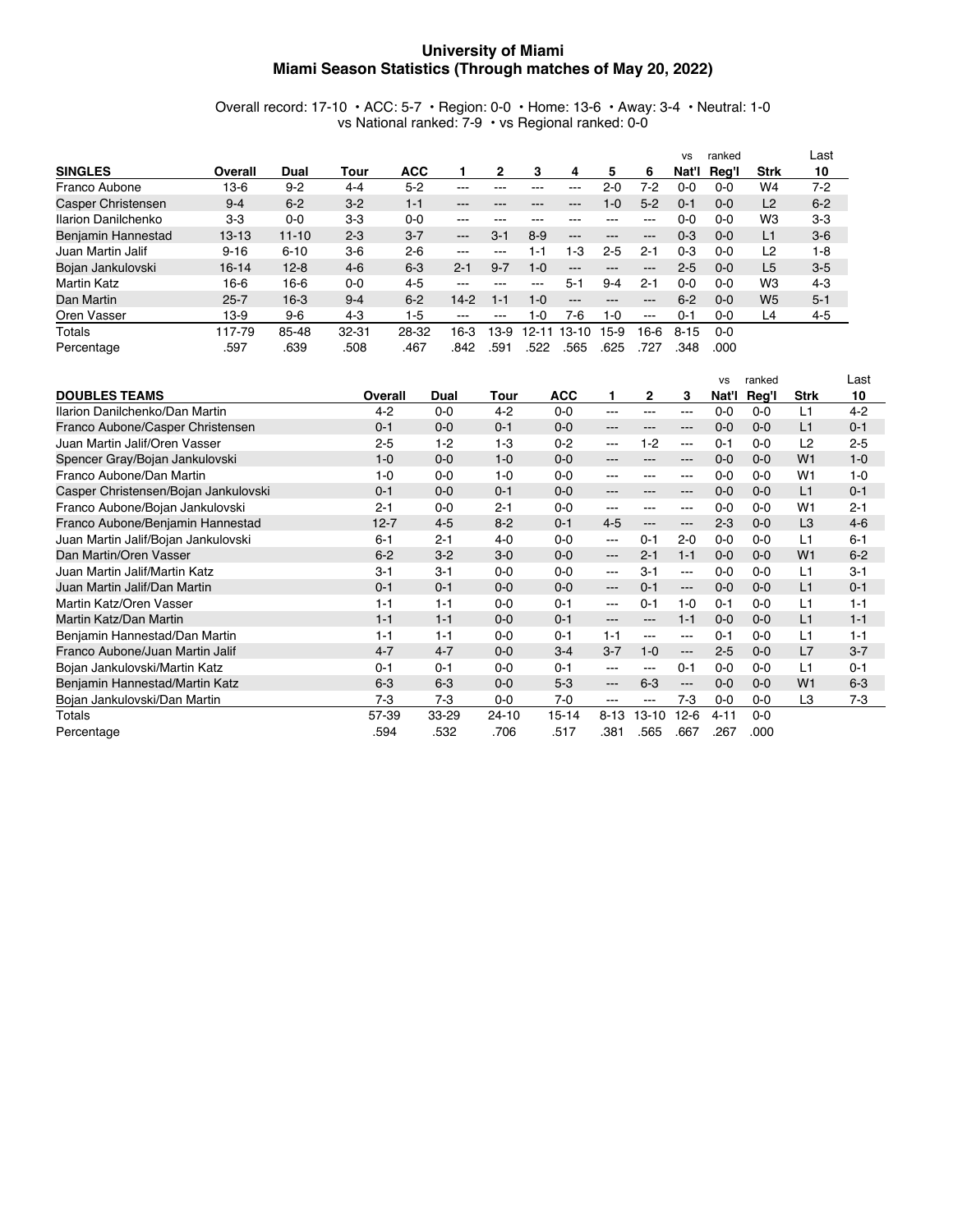# University of Miami
## Miami Season Statistics (Through matches of May 20, 2022)

Overall record: 17-10 • ACC: 5-7 • Region: 0-0 • Home: 13-6 • Away: 3-4 • Neutral: 1-0
vs National ranked: 7-9 • vs Regional ranked: 0-0

| SINGLES | Overall | Dual | Tour | ACC | 1 | 2 | 3 | 4 | 5 | 6 | vs Nat'l | ranked Reg'l | Strk | Last 10 |
|---|---|---|---|---|---|---|---|---|---|---|---|---|---|---|
| Franco Aubone | 13-6 | 9-2 | 4-4 | 5-2 | --- | --- | --- | --- | 2-0 | 7-2 | 0-0 | 0-0 | W4 | 7-2 |
| Casper Christensen | 9-4 | 6-2 | 3-2 | 1-1 | --- | --- | --- | --- | 1-0 | 5-2 | 0-1 | 0-0 | L2 | 6-2 |
| Ilarion Danilchenko | 3-3 | 0-0 | 3-3 | 0-0 | --- | --- | --- | --- | --- | --- | 0-0 | 0-0 | W3 | 3-3 |
| Benjamin Hannestad | 13-13 | 11-10 | 2-3 | 3-7 | --- | 3-1 | 8-9 | --- | --- | --- | 0-3 | 0-0 | L1 | 3-6 |
| Juan Martin Jalif | 9-16 | 6-10 | 3-6 | 2-6 | --- | --- | 1-1 | 1-3 | 2-5 | 2-1 | 0-3 | 0-0 | L2 | 1-8 |
| Bojan Jankulovski | 16-14 | 12-8 | 4-6 | 6-3 | 2-1 | 9-7 | 1-0 | --- | --- | --- | 2-5 | 0-0 | L5 | 3-5 |
| Martin Katz | 16-6 | 16-6 | 0-0 | 4-5 | --- | --- | --- | 5-1 | 9-4 | 2-1 | 0-0 | 0-0 | W3 | 4-3 |
| Dan Martin | 25-7 | 16-3 | 9-4 | 6-2 | 14-2 | 1-1 | 1-0 | --- | --- | --- | 6-2 | 0-0 | W5 | 5-1 |
| Oren Vasser | 13-9 | 9-6 | 4-3 | 1-5 | --- | --- | 1-0 | 7-6 | 1-0 | --- | 0-1 | 0-0 | L4 | 4-5 |
| Totals | 117-79 | 85-48 | 32-31 | 28-32 | 16-3 | 13-9 | 12-11 | 13-10 | 15-9 | 16-6 | 8-15 | 0-0 | | |
| Percentage | .597 | .639 | .508 | .467 | .842 | .591 | .522 | .565 | .625 | .727 | .348 | .000 | | |

| DOUBLES TEAMS | Overall | Dual | Tour | ACC | 1 | 2 | 3 | vs Nat'l | ranked Reg'l | Strk | Last 10 |
|---|---|---|---|---|---|---|---|---|---|---|---|
| Ilarion Danilchenko/Dan Martin | 4-2 | 0-0 | 4-2 | 0-0 | --- | --- | --- | 0-0 | 0-0 | L1 | 4-2 |
| Franco Aubone/Casper Christensen | 0-1 | 0-0 | 0-1 | 0-0 | --- | --- | --- | 0-0 | 0-0 | L1 | 0-1 |
| Juan Martin Jalif/Oren Vasser | 2-5 | 1-2 | 1-3 | 0-2 | --- | 1-2 | --- | 0-1 | 0-0 | L2 | 2-5 |
| Spencer Gray/Bojan Jankulovski | 1-0 | 0-0 | 1-0 | 0-0 | --- | --- | --- | 0-0 | 0-0 | W1 | 1-0 |
| Franco Aubone/Dan Martin | 1-0 | 0-0 | 1-0 | 0-0 | --- | --- | --- | 0-0 | 0-0 | W1 | 1-0 |
| Casper Christensen/Bojan Jankulovski | 0-1 | 0-0 | 0-1 | 0-0 | --- | --- | --- | 0-0 | 0-0 | L1 | 0-1 |
| Franco Aubone/Bojan Jankulovski | 2-1 | 0-0 | 2-1 | 0-0 | --- | --- | --- | 0-0 | 0-0 | W1 | 2-1 |
| Franco Aubone/Benjamin Hannestad | 12-7 | 4-5 | 8-2 | 0-1 | 4-5 | --- | --- | 2-3 | 0-0 | L3 | 4-6 |
| Juan Martin Jalif/Bojan Jankulovski | 6-1 | 2-1 | 4-0 | 0-0 | --- | 0-1 | 2-0 | 0-0 | 0-0 | L1 | 6-1 |
| Dan Martin/Oren Vasser | 6-2 | 3-2 | 3-0 | 0-0 | --- | 2-1 | 1-1 | 0-0 | 0-0 | W1 | 6-2 |
| Juan Martin Jalif/Martin Katz | 3-1 | 3-1 | 0-0 | 0-0 | --- | 3-1 | --- | 0-0 | 0-0 | L1 | 3-1 |
| Juan Martin Jalif/Dan Martin | 0-1 | 0-1 | 0-0 | 0-0 | --- | 0-1 | --- | 0-0 | 0-0 | L1 | 0-1 |
| Martin Katz/Oren Vasser | 1-1 | 1-1 | 0-0 | 0-1 | --- | 0-1 | 1-0 | 0-1 | 0-0 | L1 | 1-1 |
| Martin Katz/Dan Martin | 1-1 | 1-1 | 0-0 | 0-1 | --- | --- | 1-1 | 0-0 | 0-0 | L1 | 1-1 |
| Benjamin Hannestad/Dan Martin | 1-1 | 1-1 | 0-0 | 0-1 | 1-1 | --- | --- | 0-1 | 0-0 | L1 | 1-1 |
| Franco Aubone/Juan Martin Jalif | 4-7 | 4-7 | 0-0 | 3-4 | 3-7 | 1-0 | --- | 2-5 | 0-0 | L7 | 3-7 |
| Bojan Jankulovski/Martin Katz | 0-1 | 0-1 | 0-0 | 0-1 | --- | --- | 0-1 | 0-0 | 0-0 | L1 | 0-1 |
| Benjamin Hannestad/Martin Katz | 6-3 | 6-3 | 0-0 | 5-3 | --- | 6-3 | --- | 0-0 | 0-0 | W1 | 6-3 |
| Bojan Jankulovski/Dan Martin | 7-3 | 7-3 | 0-0 | 7-0 | --- | --- | 7-3 | 0-0 | 0-0 | L3 | 7-3 |
| Totals | 57-39 | 33-29 | 24-10 | 15-14 | 8-13 | 13-10 | 12-6 | 4-11 | 0-0 | | |
| Percentage | .594 | .532 | .706 | .517 | .381 | .565 | .667 | .267 | .000 | | |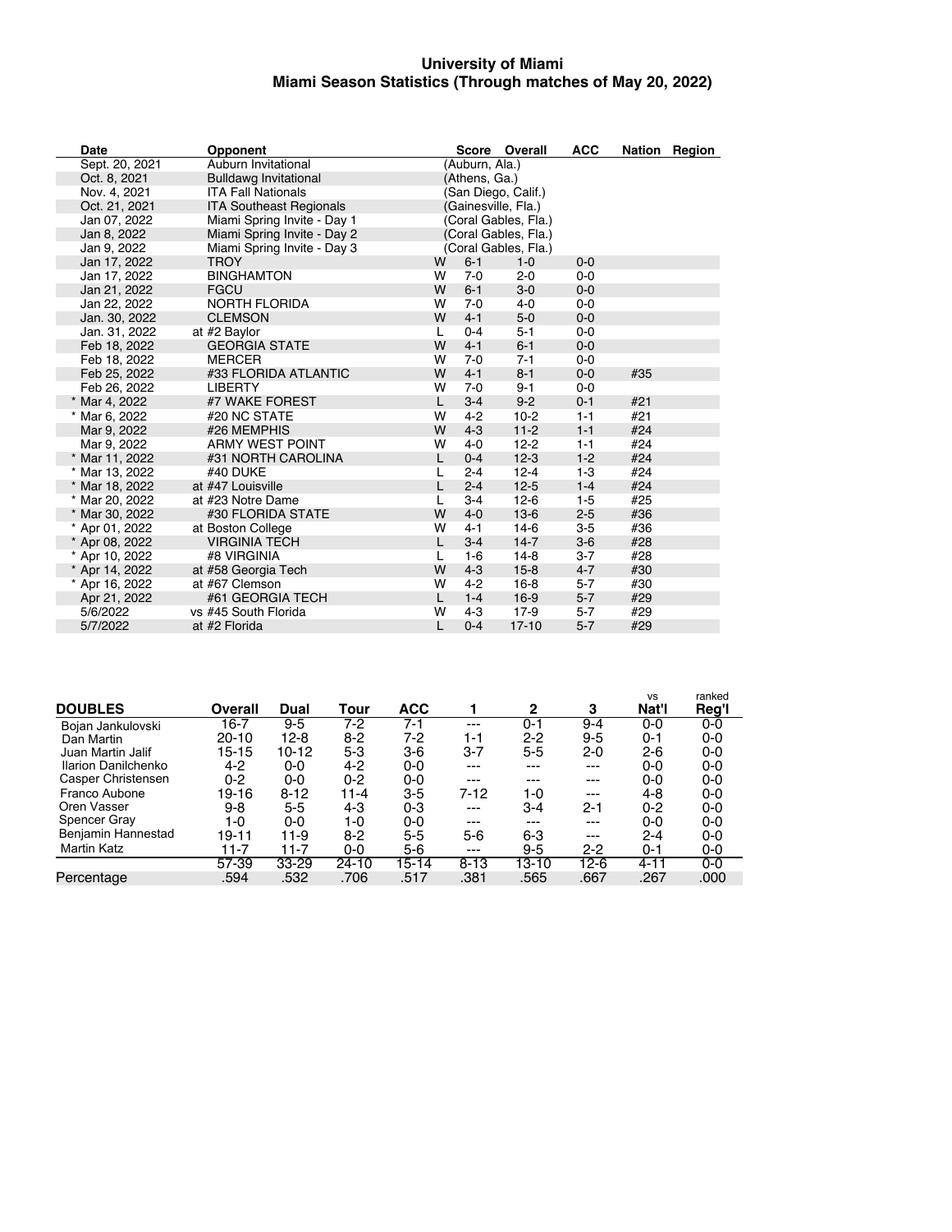# University of Miami
## Miami Season Statistics (Through matches of May 20, 2022)

| Date | Opponent | | Score | Overall | ACC | Nation | Region |
|---|---|---|---|---|---|---|---|
| Sept. 20, 2021 | Auburn Invitational | (Auburn, Ala.) | | | | | |
| Oct. 8, 2021 | Bulldawg Invitational | (Athens, Ga.) | | | | | |
| Nov. 4, 2021 | ITA Fall Nationals | (San Diego, Calif.) | | | | | |
| Oct. 21, 2021 | ITA Southeast Regionals | (Gainesville, Fla.) | | | | | |
| Jan 07, 2022 | Miami Spring Invite - Day 1 | (Coral Gables, Fla.) | | | | | |
| Jan 8, 2022 | Miami Spring Invite - Day 2 | (Coral Gables, Fla.) | | | | | |
| Jan 9, 2022 | Miami Spring Invite - Day 3 | (Coral Gables, Fla.) | | | | | |
| Jan 17, 2022 | TROY | W | 6-1 | 1-0 | 0-0 | | |
| Jan 17, 2022 | BINGHAMTON | W | 7-0 | 2-0 | 0-0 | | |
| Jan 21, 2022 | FGCU | W | 6-1 | 3-0 | 0-0 | | |
| Jan 22, 2022 | NORTH FLORIDA | W | 7-0 | 4-0 | 0-0 | | |
| Jan. 30, 2022 | CLEMSON | W | 4-1 | 5-0 | 0-0 | | |
| Jan. 31, 2022 | at #2 Baylor | L | 0-4 | 5-1 | 0-0 | | |
| Feb 18, 2022 | GEORGIA STATE | W | 4-1 | 6-1 | 0-0 | | |
| Feb 18, 2022 | MERCER | W | 7-0 | 7-1 | 0-0 | | |
| Feb 25, 2022 | #33 FLORIDA ATLANTIC | W | 4-1 | 8-1 | 0-0 | #35 | |
| Feb 26, 2022 | LIBERTY | W | 7-0 | 9-1 | 0-0 | | |
| * Mar 4, 2022 | #7 WAKE FOREST | L | 3-4 | 9-2 | 0-1 | #21 | |
| * Mar 6, 2022 | #20 NC STATE | W | 4-2 | 10-2 | 1-1 | #21 | |
| Mar 9, 2022 | #26 MEMPHIS | W | 4-3 | 11-2 | 1-1 | #24 | |
| Mar 9, 2022 | ARMY WEST POINT | W | 4-0 | 12-2 | 1-1 | #24 | |
| * Mar 11, 2022 | #31 NORTH CAROLINA | L | 0-4 | 12-3 | 1-2 | #24 | |
| * Mar 13, 2022 | #40 DUKE | L | 2-4 | 12-4 | 1-3 | #24 | |
| * Mar 18, 2022 | at #47 Louisville | L | 2-4 | 12-5 | 1-4 | #24 | |
| * Mar 20, 2022 | at #23 Notre Dame | L | 3-4 | 12-6 | 1-5 | #25 | |
| * Mar 30, 2022 | #30 FLORIDA STATE | W | 4-0 | 13-6 | 2-5 | #36 | |
| * Apr 01, 2022 | at Boston College | W | 4-1 | 14-6 | 3-5 | #36 | |
| * Apr 08, 2022 | VIRGINIA TECH | L | 3-4 | 14-7 | 3-6 | #28 | |
| * Apr 10, 2022 | #8 VIRGINIA | L | 1-6 | 14-8 | 3-7 | #28 | |
| * Apr 14, 2022 | at #58 Georgia Tech | W | 4-3 | 15-8 | 4-7 | #30 | |
| * Apr 16, 2022 | at #67 Clemson | W | 4-2 | 16-8 | 5-7 | #30 | |
| Apr 21, 2022 | #61 GEORGIA TECH | L | 1-4 | 16-9 | 5-7 | #29 | |
| 5/6/2022 | vs #45 South Florida | W | 4-3 | 17-9 | 5-7 | #29 | |
| 5/7/2022 | at #2 Florida | L | 0-4 | 17-10 | 5-7 | #29 | |

| DOUBLES | Overall | Dual | Tour | ACC | 1 | 2 | 3 | vs Nat'l | ranked Reg'l |
|---|---|---|---|---|---|---|---|---|---|
| Bojan Jankulovski | 16-7 | 9-5 | 7-2 | 7-1 | --- | 0-1 | 9-4 | 0-0 | 0-0 |
| Dan Martin | 20-10 | 12-8 | 8-2 | 7-2 | 1-1 | 2-2 | 9-5 | 0-1 | 0-0 |
| Juan Martin Jalif | 15-15 | 10-12 | 5-3 | 3-6 | 3-7 | 5-5 | 2-0 | 2-6 | 0-0 |
| Ilarion Danilchenko | 4-2 | 0-0 | 4-2 | 0-0 | --- | --- | --- | 0-0 | 0-0 |
| Casper Christensen | 0-2 | 0-0 | 0-2 | 0-0 | --- | --- | --- | 0-0 | 0-0 |
| Franco Aubone | 19-16 | 8-12 | 11-4 | 3-5 | 7-12 | 1-0 | --- | 4-8 | 0-0 |
| Oren Vasser | 9-8 | 5-5 | 4-3 | 0-3 | --- | 3-4 | 2-1 | 0-2 | 0-0 |
| Spencer Gray | 1-0 | 0-0 | 1-0 | 0-0 | --- | --- | --- | 0-0 | 0-0 |
| Benjamin Hannestad | 19-11 | 11-9 | 8-2 | 5-5 | 5-6 | 6-3 | --- | 2-4 | 0-0 |
| Martin Katz | 11-7 | 11-7 | 0-0 | 5-6 | --- | 9-5 | 2-2 | 0-1 | 0-0 |
| | 57-39 | 33-29 | 24-10 | 15-14 | 8-13 | 13-10 | 12-6 | 4-11 | 0-0 |
| Percentage | .594 | .532 | .706 | .517 | .381 | .565 | .667 | .267 | .000 |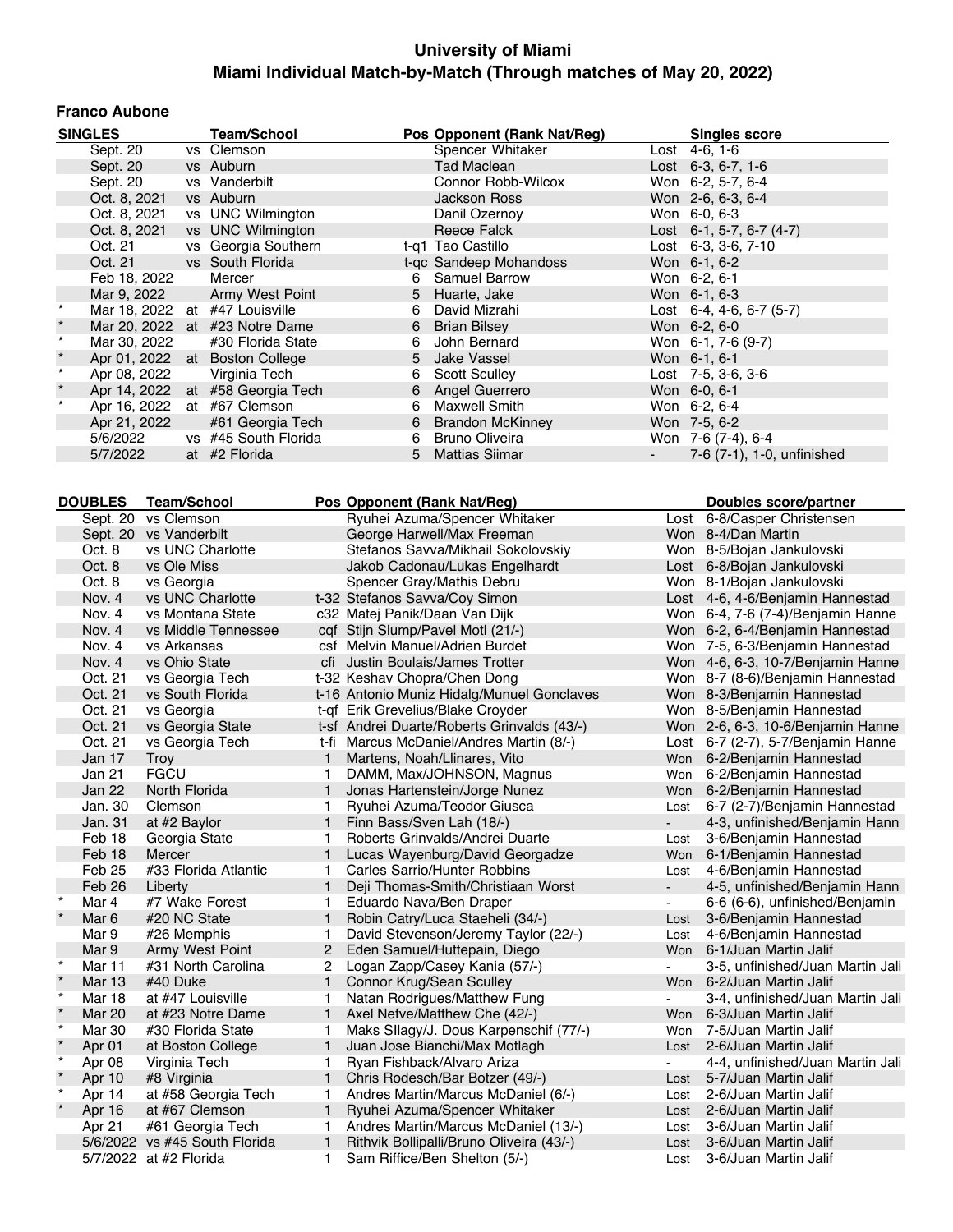# University of Miami

## Miami Individual Match-by-Match (Through matches of May 20, 2022)

### Franco Aubone

| | SINGLES | | Team/School | Pos | Opponent (Rank Nat/Reg) | | Singles score |
|---|---|---|---|---|---|---|---|
| | Sept. 20 | vs | Clemson | | Spencer Whitaker | Lost | 4-6, 1-6 |
| | Sept. 20 | vs | Auburn | | Tad Maclean | Lost | 6-3, 6-7, 1-6 |
| | Sept. 20 | vs | Vanderbilt | | Connor Robb-Wilcox | Won | 6-2, 5-7, 6-4 |
| | Oct. 8, 2021 | vs | Auburn | | Jackson Ross | Won | 2-6, 6-3, 6-4 |
| | Oct. 8, 2021 | vs | UNC Wilmington | | Danil Ozernoy | Won | 6-0, 6-3 |
| | Oct. 8, 2021 | vs | UNC Wilmington | | Reece Falck | Lost | 6-1, 5-7, 6-7 (4-7) |
| | Oct. 21 | vs | Georgia Southern | t-q1 | Tao Castillo | Lost | 6-3, 3-6, 7-10 |
| | Oct. 21 | vs | South Florida | t-qc | Sandeep Mohandoss | Won | 6-1, 6-2 |
| | Feb 18, 2022 | | Mercer | 6 | Samuel Barrow | Won | 6-2, 6-1 |
| | Mar 9, 2022 | | Army West Point | 5 | Huarte, Jake | Won | 6-1, 6-3 |
| * | Mar 18, 2022 | at | #47 Louisville | 6 | David Mizrahi | Lost | 6-4, 4-6, 6-7 (5-7) |
| * | Mar 20, 2022 | at | #23 Notre Dame | 6 | Brian Bilsey | Won | 6-2, 6-0 |
| * | Mar 30, 2022 | | #30 Florida State | 6 | John Bernard | Won | 6-1, 7-6 (9-7) |
| * | Apr 01, 2022 | at | Boston College | 5 | Jake Vassel | Won | 6-1, 6-1 |
| * | Apr 08, 2022 | | Virginia Tech | 6 | Scott Sculley | Lost | 7-5, 3-6, 3-6 |
| * | Apr 14, 2022 | at | #58 Georgia Tech | 6 | Angel Guerrero | Won | 6-0, 6-1 |
| * | Apr 16, 2022 | at | #67 Clemson | 6 | Maxwell Smith | Won | 6-2, 6-4 |
| | Apr 21, 2022 | | #61 Georgia Tech | 6 | Brandon McKinney | Won | 7-5, 6-2 |
| | 5/6/2022 | vs | #45 South Florida | 6 | Bruno Oliveira | Won | 7-6 (7-4), 6-4 |
| | 5/7/2022 | at | #2 Florida | 5 | Mattias Siimar | - | 7-6 (7-1), 1-0, unfinished |

| | DOUBLES | Team/School | Pos | Opponent (Rank Nat/Reg) | | Doubles score/partner |
|---|---|---|---|---|---|---|
| | Sept. 20 | vs Clemson | | Ryuhei Azuma/Spencer Whitaker | Lost | 6-8/Casper Christensen |
| | Sept. 20 | vs Vanderbilt | | George Harwell/Max Freeman | Won | 8-4/Dan Martin |
| | Oct. 8 | vs UNC Charlotte | | Stefanos Savva/Mikhail Sokolovskiy | Won | 8-5/Bojan Jankulovski |
| | Oct. 8 | vs Ole Miss | | Jakob Cadonau/Lukas Engelhardt | Lost | 6-8/Bojan Jankulovski |
| | Oct. 8 | vs Georgia | | Spencer Gray/Mathis Debru | Won | 8-1/Bojan Jankulovski |
| | Nov. 4 | vs UNC Charlotte | t-32 | Stefanos Savva/Coy Simon | Lost | 4-6, 4-6/Benjamin Hannestad |
| | Nov. 4 | vs Montana State | c32 | Matej Panik/Daan Van Dijk | Won | 6-4, 7-6 (7-4)/Benjamin Hanne |
| | Nov. 4 | vs Middle Tennessee | cqf | Stijn Slump/Pavel Motl (21/-) | Won | 6-2, 6-4/Benjamin Hannestad |
| | Nov. 4 | vs Arkansas | csf | Melvin Manuel/Adrien Burdet | Won | 7-5, 6-3/Benjamin Hannestad |
| | Nov. 4 | vs Ohio State | cfi | Justin Boulais/James Trotter | Won | 4-6, 6-3, 10-7/Benjamin Hanne |
| | Oct. 21 | vs Georgia Tech | t-32 | Keshav Chopra/Chen Dong | Won | 8-7 (8-6)/Benjamin Hannestad |
| | Oct. 21 | vs South Florida | t-16 | Antonio Muniz Hidalg/Munuel Gonclaves | Won | 8-3/Benjamin Hannestad |
| | Oct. 21 | vs Georgia | t-qf | Erik Grevelius/Blake Croyder | Won | 8-5/Benjamin Hannestad |
| | Oct. 21 | vs Georgia State | t-sf | Andrei Duarte/Roberts Grinvalds (43/-) | Won | 2-6, 6-3, 10-6/Benjamin Hanne |
| | Oct. 21 | vs Georgia Tech | t-fi | Marcus McDaniel/Andres Martin (8/-) | Lost | 6-7 (2-7), 5-7/Benjamin Hanne |
| | Jan 17 | Troy | 1 | Martens, Noah/Llinares, Vito | Won | 6-2/Benjamin Hannestad |
| | Jan 21 | FGCU | 1 | DAMM, Max/JOHNSON, Magnus | Won | 6-2/Benjamin Hannestad |
| | Jan 22 | North Florida | 1 | Jonas Hartenstein/Jorge Nunez | Won | 6-2/Benjamin Hannestad |
| | Jan. 30 | Clemson | 1 | Ryuhei Azuma/Teodor Giusca | Lost | 6-7 (2-7)/Benjamin Hannestad |
| | Jan. 31 | at #2 Baylor | 1 | Finn Bass/Sven Lah (18/-) | - | 4-3, unfinished/Benjamin Hann |
| | Feb 18 | Georgia State | 1 | Roberts Grinvalds/Andrei Duarte | Lost | 3-6/Benjamin Hannestad |
| | Feb 18 | Mercer | 1 | Lucas Wayenburg/David Georgadze | Won | 6-1/Benjamin Hannestad |
| | Feb 25 | #33 Florida Atlantic | 1 | Carles Sarrio/Hunter Robbins | Lost | 4-6/Benjamin Hannestad |
| | Feb 26 | Liberty | 1 | Deji Thomas-Smith/Christiaan Worst | - | 4-5, unfinished/Benjamin Hann |
| * | Mar 4 | #7 Wake Forest | 1 | Eduardo Nava/Ben Draper | - | 6-6 (6-6), unfinished/Benjamin |
| * | Mar 6 | #20 NC State | 1 | Robin Catry/Luca Staeheli (34/-) | Lost | 3-6/Benjamin Hannestad |
| | Mar 9 | #26 Memphis | 1 | David Stevenson/Jeremy Taylor (22/-) | Lost | 4-6/Benjamin Hannestad |
| | Mar 9 | Army West Point | 2 | Eden Samuel/Huttepain, Diego | Won | 6-1/Juan Martin Jalif |
| * | Mar 11 | #31 North Carolina | 2 | Logan Zapp/Casey Kania (57/-) | - | 3-5, unfinished/Juan Martin Jali |
| * | Mar 13 | #40 Duke | 1 | Connor Krug/Sean Sculley | Won | 6-2/Juan Martin Jalif |
| * | Mar 18 | at #47 Louisville | 1 | Natan Rodrigues/Matthew Fung | - | 3-4, unfinished/Juan Martin Jali |
| * | Mar 20 | at #23 Notre Dame | 1 | Axel Nefve/Matthew Che (42/-) | Won | 6-3/Juan Martin Jalif |
| * | Mar 30 | #30 Florida State | 1 | Maks Sllagy/J. Dous Karpenschif (77/-) | Won | 7-5/Juan Martin Jalif |
| * | Apr 01 | at Boston College | 1 | Juan Jose Bianchi/Max Motlagh | Lost | 2-6/Juan Martin Jalif |
| * | Apr 08 | Virginia Tech | 1 | Ryan Fishback/Alvaro Ariza | - | 4-4, unfinished/Juan Martin Jali |
| * | Apr 10 | #8 Virginia | 1 | Chris Rodesch/Bar Botzer (49/-) | Lost | 5-7/Juan Martin Jalif |
| * | Apr 14 | at #58 Georgia Tech | 1 | Andres Martin/Marcus McDaniel (6/-) | Lost | 2-6/Juan Martin Jalif |
| * | Apr 16 | at #67 Clemson | 1 | Ryuhei Azuma/Spencer Whitaker | Lost | 2-6/Juan Martin Jalif |
| | Apr 21 | #61 Georgia Tech | 1 | Andres Martin/Marcus McDaniel (13/-) | Lost | 3-6/Juan Martin Jalif |
| | 5/6/2022 | vs #45 South Florida | 1 | Rithvik Bollipalli/Bruno Oliveira (43/-) | Lost | 3-6/Juan Martin Jalif |
| | 5/7/2022 | at #2 Florida | 1 | Sam Riffice/Ben Shelton (5/-) | Lost | 3-6/Juan Martin Jalif |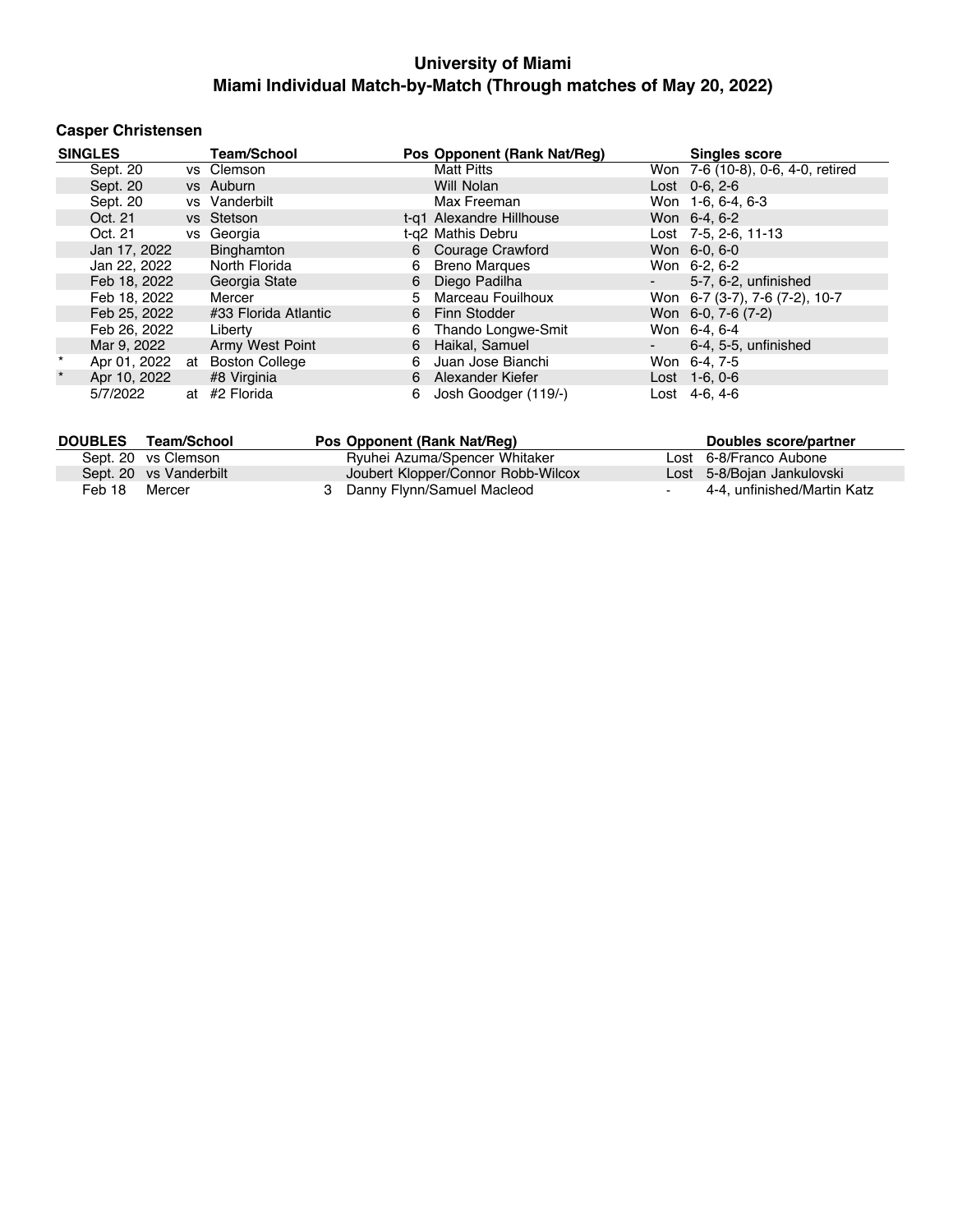## University of Miami
## Miami Individual Match-by-Match (Through matches of May 20, 2022)

### Casper Christensen

| | SINGLES | | Team/School | Pos | Opponent (Rank Nat/Reg) | | Singles score |
|---|---|---|---|---|---|---|---|
| | Sept. 20 | vs | Clemson | | Matt Pitts | Won | 7-6 (10-8), 0-6, 4-0, retired |
| | Sept. 20 | vs | Auburn | | Will Nolan | Lost | 0-6, 2-6 |
| | Sept. 20 | vs | Vanderbilt | | Max Freeman | Won | 1-6, 6-4, 6-3 |
| | Oct. 21 | vs | Stetson | t-q1 | Alexandre Hillhouse | Won | 6-4, 6-2 |
| | Oct. 21 | vs | Georgia | t-q2 | Mathis Debru | Lost | 7-5, 2-6, 11-13 |
| | Jan 17, 2022 | | Binghamton | 6 | Courage Crawford | Won | 6-0, 6-0 |
| | Jan 22, 2022 | | North Florida | 6 | Breno Marques | Won | 6-2, 6-2 |
| | Feb 18, 2022 | | Georgia State | 6 | Diego Padilha | - | 5-7, 6-2, unfinished |
| | Feb 18, 2022 | | Mercer | 5 | Marceau Fouilhoux | Won | 6-7 (3-7), 7-6 (7-2), 10-7 |
| | Feb 25, 2022 | | #33 Florida Atlantic | 6 | Finn Stodder | Won | 6-0, 7-6 (7-2) |
| | Feb 26, 2022 | | Liberty | 6 | Thando Longwe-Smit | Won | 6-4, 6-4 |
| | Mar 9, 2022 | | Army West Point | 6 | Haikal, Samuel | - | 6-4, 5-5, unfinished |
| * | Apr 01, 2022 | at | Boston College | 6 | Juan Jose Bianchi | Won | 6-4, 7-5 |
| * | Apr 10, 2022 | | #8 Virginia | 6 | Alexander Kiefer | Lost | 1-6, 0-6 |
| | 5/7/2022 | at | #2 Florida | 6 | Josh Goodger (119/-) | Lost | 4-6, 4-6 |

| DOUBLES | Team/School | Pos | Opponent (Rank Nat/Reg) | | Doubles score/partner |
|---|---|---|---|---|---|
| Sept. 20 | vs Clemson | | Ryuhei Azuma/Spencer Whitaker | Lost | 6-8/Franco Aubone |
| Sept. 20 | vs Vanderbilt | | Joubert Klopper/Connor Robb-Wilcox | Lost | 5-8/Bojan Jankulovski |
| Feb 18 | Mercer | 3 | Danny Flynn/Samuel Macleod | - | 4-4, unfinished/Martin Katz |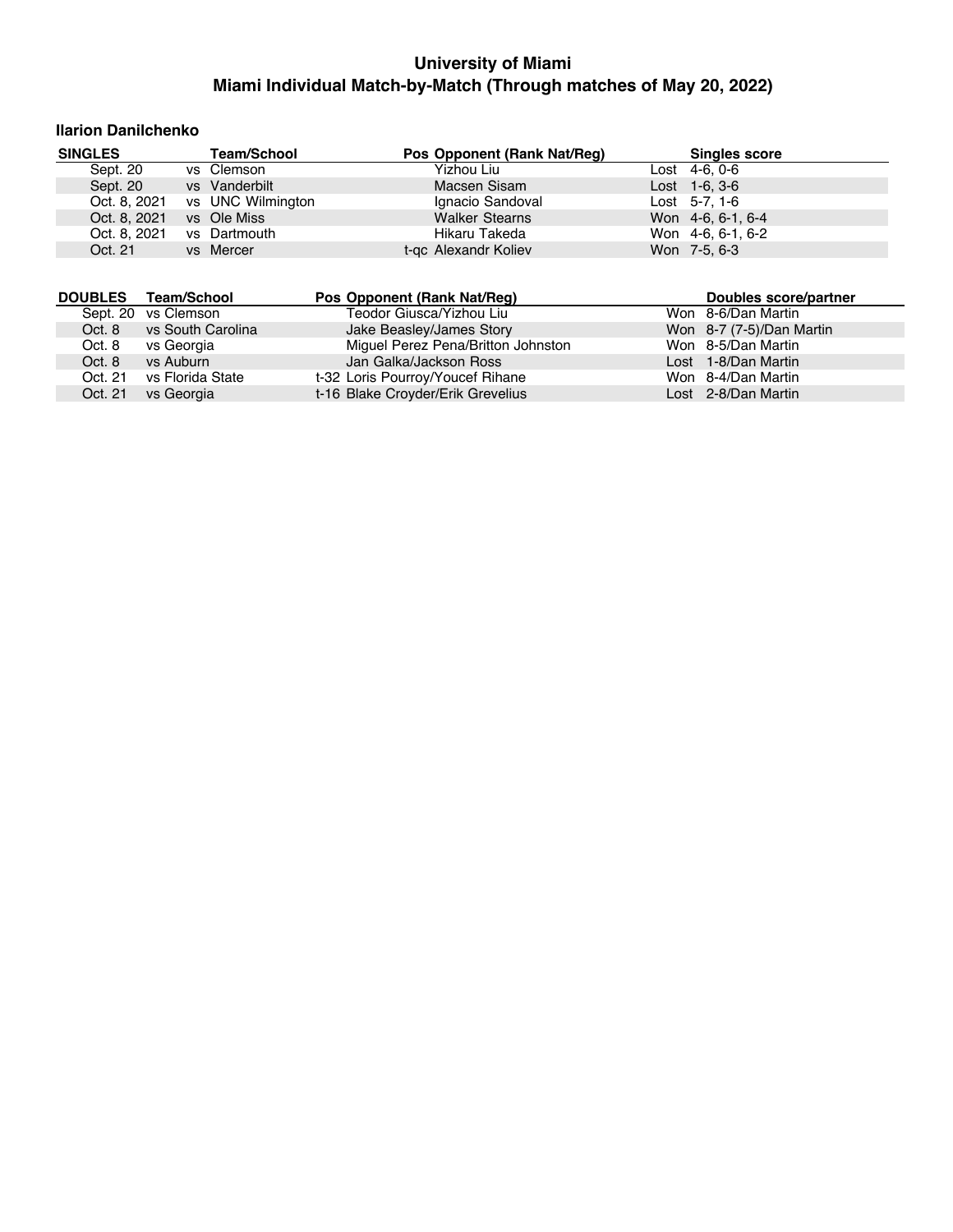# University of Miami
## Miami Individual Match-by-Match (Through matches of May 20, 2022)

### Ilarion Danilchenko

| SINGLES | Team/School | Pos | Opponent (Rank Nat/Reg) | Singles score |
|---|---|---|---|---|
| Sept. 20 | vs Clemson | | Yizhou Liu | Lost 4-6, 0-6 |
| Sept. 20 | vs Vanderbilt | | Macsen Sisam | Lost 1-6, 3-6 |
| Oct. 8, 2021 | vs UNC Wilmington | | Ignacio Sandoval | Lost 5-7, 1-6 |
| Oct. 8, 2021 | vs Ole Miss | | Walker Stearns | Won 4-6, 6-1, 6-4 |
| Oct. 8, 2021 | vs Dartmouth | | Hikaru Takeda | Won 4-6, 6-1, 6-2 |
| Oct. 21 | vs Mercer | t-qc | Alexandr Koliev | Won 7-5, 6-3 |

| DOUBLES | Team/School | Pos | Opponent (Rank Nat/Reg) | Doubles score/partner |
|---|---|---|---|---|
| Sept. 20 | vs Clemson | | Teodor Giusca/Yizhou Liu | Won 8-6/Dan Martin |
| Oct. 8 | vs South Carolina | | Jake Beasley/James Story | Won 8-7 (7-5)/Dan Martin |
| Oct. 8 | vs Georgia | | Miguel Perez Pena/Britton Johnston | Won 8-5/Dan Martin |
| Oct. 8 | vs Auburn | | Jan Galka/Jackson Ross | Lost 1-8/Dan Martin |
| Oct. 21 | vs Florida State | t-32 | Loris Pourroy/Youcef Rihane | Won 8-4/Dan Martin |
| Oct. 21 | vs Georgia | t-16 | Blake Croyder/Erik Grevelius | Lost 2-8/Dan Martin |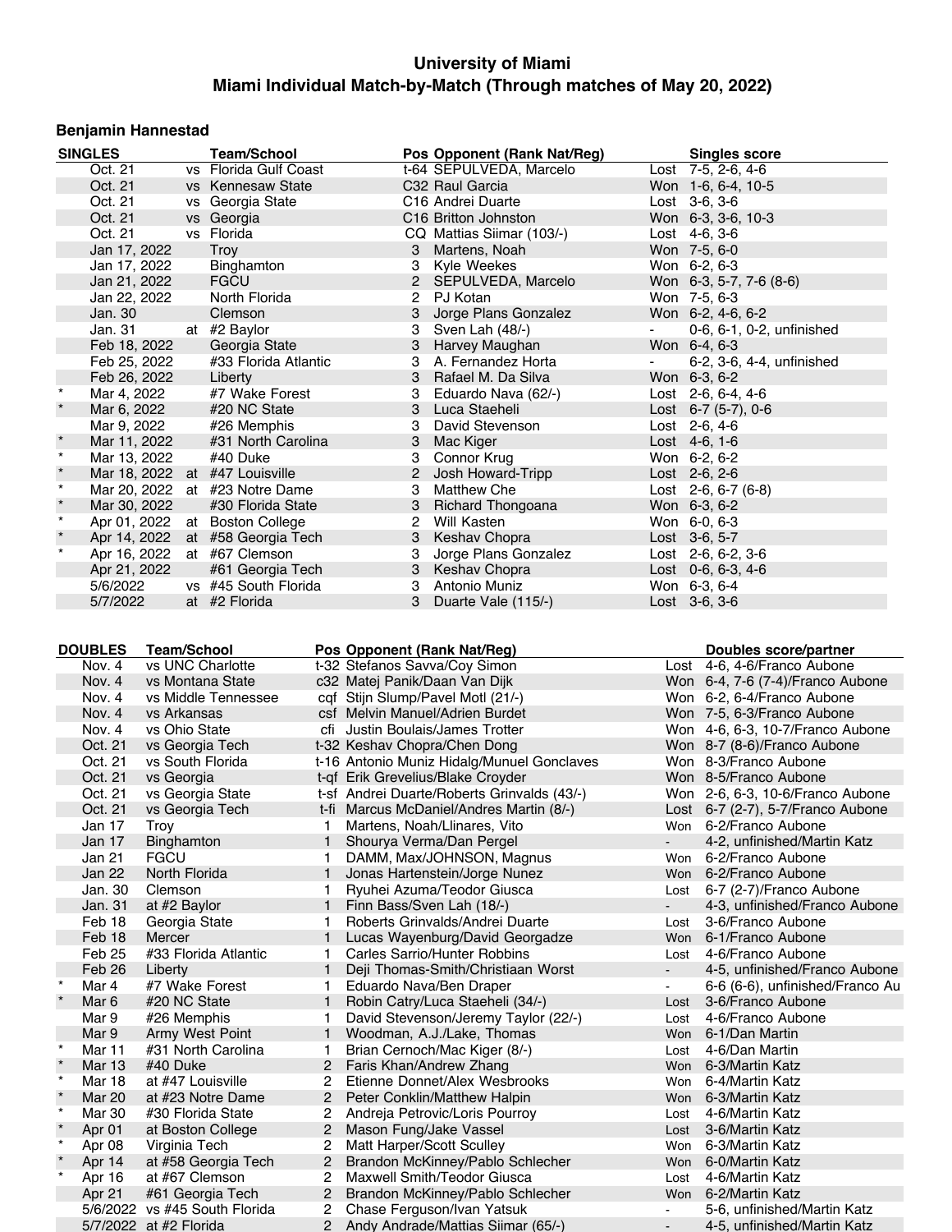# University of Miami
## Miami Individual Match-by-Match (Through matches of May 20, 2022)

### Benjamin Hannestad

| | SINGLES | | Team/School | Pos | Opponent (Rank Nat/Reg) | | Singles score |
|---|---|---|---|---|---|---|---|
| | Oct. 21 | vs | Florida Gulf Coast | t-64 | SEPULVEDA, Marcelo | Lost | 7-5, 2-6, 4-6 |
| | Oct. 21 | vs | Kennesaw State | C32 | Raul Garcia | Won | 1-6, 6-4, 10-5 |
| | Oct. 21 | vs | Georgia State | C16 | Andrei Duarte | Lost | 3-6, 3-6 |
| | Oct. 21 | vs | Georgia | C16 | Britton Johnston | Won | 6-3, 3-6, 10-3 |
| | Oct. 21 | vs | Florida | CQ | Mattias Siimar (103/-) | Lost | 4-6, 3-6 |
| | Jan 17, 2022 | | Troy | 3 | Martens, Noah | Won | 7-5, 6-0 |
| | Jan 17, 2022 | | Binghamton | 3 | Kyle Weekes | Won | 6-2, 6-3 |
| | Jan 21, 2022 | | FGCU | 2 | SEPULVEDA, Marcelo | Won | 6-3, 5-7, 7-6 (8-6) |
| | Jan 22, 2022 | | North Florida | 2 | PJ Kotan | Won | 7-5, 6-3 |
| | Jan. 30 | | Clemson | 3 | Jorge Plans Gonzalez | Won | 6-2, 4-6, 6-2 |
| | Jan. 31 | at | #2 Baylor | 3 | Sven Lah (48/-) | - | 0-6, 6-1, 0-2, unfinished |
| | Feb 18, 2022 | | Georgia State | 3 | Harvey Maughan | Won | 6-4, 6-3 |
| | Feb 25, 2022 | | #33 Florida Atlantic | 3 | A. Fernandez Horta | - | 6-2, 3-6, 4-4, unfinished |
| | Feb 26, 2022 | | Liberty | 3 | Rafael M. Da Silva | Won | 6-3, 6-2 |
| * | Mar 4, 2022 | | #7 Wake Forest | 3 | Eduardo Nava (62/-) | Lost | 2-6, 6-4, 4-6 |
| * | Mar 6, 2022 | | #20 NC State | 3 | Luca Staeheli | Lost | 6-7 (5-7), 0-6 |
| | Mar 9, 2022 | | #26 Memphis | 3 | David Stevenson | Lost | 2-6, 4-6 |
| * | Mar 11, 2022 | | #31 North Carolina | 3 | Mac Kiger | Lost | 4-6, 1-6 |
| * | Mar 13, 2022 | | #40 Duke | 3 | Connor Krug | Won | 6-2, 6-2 |
| * | Mar 18, 2022 | at | #47 Louisville | 2 | Josh Howard-Tripp | Lost | 2-6, 2-6 |
| * | Mar 20, 2022 | at | #23 Notre Dame | 3 | Matthew Che | Lost | 2-6, 6-7 (6-8) |
| * | Mar 30, 2022 | | #30 Florida State | 3 | Richard Thongoana | Won | 6-3, 6-2 |
| * | Apr 01, 2022 | at | Boston College | 2 | Will Kasten | Won | 6-0, 6-3 |
| * | Apr 14, 2022 | at | #58 Georgia Tech | 3 | Keshav Chopra | Lost | 3-6, 5-7 |
| * | Apr 16, 2022 | at | #67 Clemson | 3 | Jorge Plans Gonzalez | Lost | 2-6, 6-2, 3-6 |
| | Apr 21, 2022 | | #61 Georgia Tech | 3 | Keshav Chopra | Lost | 0-6, 6-3, 4-6 |
| | 5/6/2022 | vs | #45 South Florida | 3 | Antonio Muniz | Won | 6-3, 6-4 |
| | 5/7/2022 | at | #2 Florida | 3 | Duarte Vale (115/-) | Lost | 3-6, 3-6 |

| | DOUBLES | Team/School | Pos | Opponent (Rank Nat/Reg) | | Doubles score/partner |
|---|---|---|---|---|---|---|
| | Nov. 4 | vs UNC Charlotte | t-32 | Stefanos Savva/Coy Simon | Lost | 4-6, 4-6/Franco Aubone |
| | Nov. 4 | vs Montana State | c32 | Matej Panik/Daan Van Dijk | Won | 6-4, 7-6 (7-4)/Franco Aubone |
| | Nov. 4 | vs Middle Tennessee | cqf | Stijn Slump/Pavel Motl (21/-) | Won | 6-2, 6-4/Franco Aubone |
| | Nov. 4 | vs Arkansas | csf | Melvin Manuel/Adrien Burdet | Won | 7-5, 6-3/Franco Aubone |
| | Nov. 4 | vs Ohio State | cfi | Justin Boulais/James Trotter | Won | 4-6, 6-3, 10-7/Franco Aubone |
| | Oct. 21 | vs Georgia Tech | t-32 | Keshav Chopra/Chen Dong | Won | 8-7 (8-6)/Franco Aubone |
| | Oct. 21 | vs South Florida | t-16 | Antonio Muniz Hidalg/Munuel Gonclaves | Won | 8-3/Franco Aubone |
| | Oct. 21 | vs Georgia | t-qf | Erik Grevelius/Blake Croyder | Won | 8-5/Franco Aubone |
| | Oct. 21 | vs Georgia State | t-sf | Andrei Duarte/Roberts Grinvalds (43/-) | Won | 2-6, 6-3, 10-6/Franco Aubone |
| | Oct. 21 | vs Georgia Tech | t-fi | Marcus McDaniel/Andres Martin (8/-) | Lost | 6-7 (2-7), 5-7/Franco Aubone |
| | Jan 17 | Troy | 1 | Martens, Noah/Llinares, Vito | Won | 6-2/Franco Aubone |
| | Jan 17 | Binghamton | 1 | Shourya Verma/Dan Pergel | - | 4-2, unfinished/Martin Katz |
| | Jan 21 | FGCU | 1 | DAMM, Max/JOHNSON, Magnus | Won | 6-2/Franco Aubone |
| | Jan 22 | North Florida | 1 | Jonas Hartenstein/Jorge Nunez | Won | 6-2/Franco Aubone |
| | Jan. 30 | Clemson | 1 | Ryuhei Azuma/Teodor Giusca | Lost | 6-7 (2-7)/Franco Aubone |
| | Jan. 31 | at #2 Baylor | 1 | Finn Bass/Sven Lah (18/-) | - | 4-3, unfinished/Franco Aubone |
| | Feb 18 | Georgia State | 1 | Roberts Grinvalds/Andrei Duarte | Lost | 3-6/Franco Aubone |
| | Feb 18 | Mercer | 1 | Lucas Wayenburg/David Georgadze | Won | 6-1/Franco Aubone |
| | Feb 25 | #33 Florida Atlantic | 1 | Carles Sarrio/Hunter Robbins | Lost | 4-6/Franco Aubone |
| | Feb 26 | Liberty | 1 | Deji Thomas-Smith/Christiaan Worst | - | 4-5, unfinished/Franco Aubone |
| * | Mar 4 | #7 Wake Forest | 1 | Eduardo Nava/Ben Draper | - | 6-6 (6-6), unfinished/Franco Au |
| * | Mar 6 | #20 NC State | 1 | Robin Catry/Luca Staeheli (34/-) | Lost | 3-6/Franco Aubone |
| | Mar 9 | #26 Memphis | 1 | David Stevenson/Jeremy Taylor (22/-) | Lost | 4-6/Franco Aubone |
| | Mar 9 | Army West Point | 1 | Woodman, A.J./Lake, Thomas | Won | 6-1/Dan Martin |
| * | Mar 11 | #31 North Carolina | 1 | Brian Cernoch/Mac Kiger (8/-) | Lost | 4-6/Dan Martin |
| * | Mar 13 | #40 Duke | 2 | Faris Khan/Andrew Zhang | Won | 6-3/Martin Katz |
| * | Mar 18 | at #47 Louisville | 2 | Etienne Donnet/Alex Wesbrooks | Won | 6-4/Martin Katz |
| * | Mar 20 | at #23 Notre Dame | 2 | Peter Conklin/Matthew Halpin | Won | 6-3/Martin Katz |
| * | Mar 30 | #30 Florida State | 2 | Andreja Petrovic/Loris Pourroy | Lost | 4-6/Martin Katz |
| * | Apr 01 | at Boston College | 2 | Mason Fung/Jake Vassel | Lost | 3-6/Martin Katz |
| * | Apr 08 | Virginia Tech | 2 | Matt Harper/Scott Sculley | Won | 6-3/Martin Katz |
| * | Apr 14 | at #58 Georgia Tech | 2 | Brandon McKinney/Pablo Schlecher | Won | 6-0/Martin Katz |
| * | Apr 16 | at #67 Clemson | 2 | Maxwell Smith/Teodor Giusca | Lost | 4-6/Martin Katz |
| | Apr 21 | #61 Georgia Tech | 2 | Brandon McKinney/Pablo Schlecher | Won | 6-2/Martin Katz |
| | 5/6/2022 | vs #45 South Florida | 2 | Chase Ferguson/Ivan Yatsuk | - | 5-6, unfinished/Martin Katz |
| | 5/7/2022 | at #2 Florida | 2 | Andy Andrade/Mattias Siimar (65/-) | - | 4-5, unfinished/Martin Katz |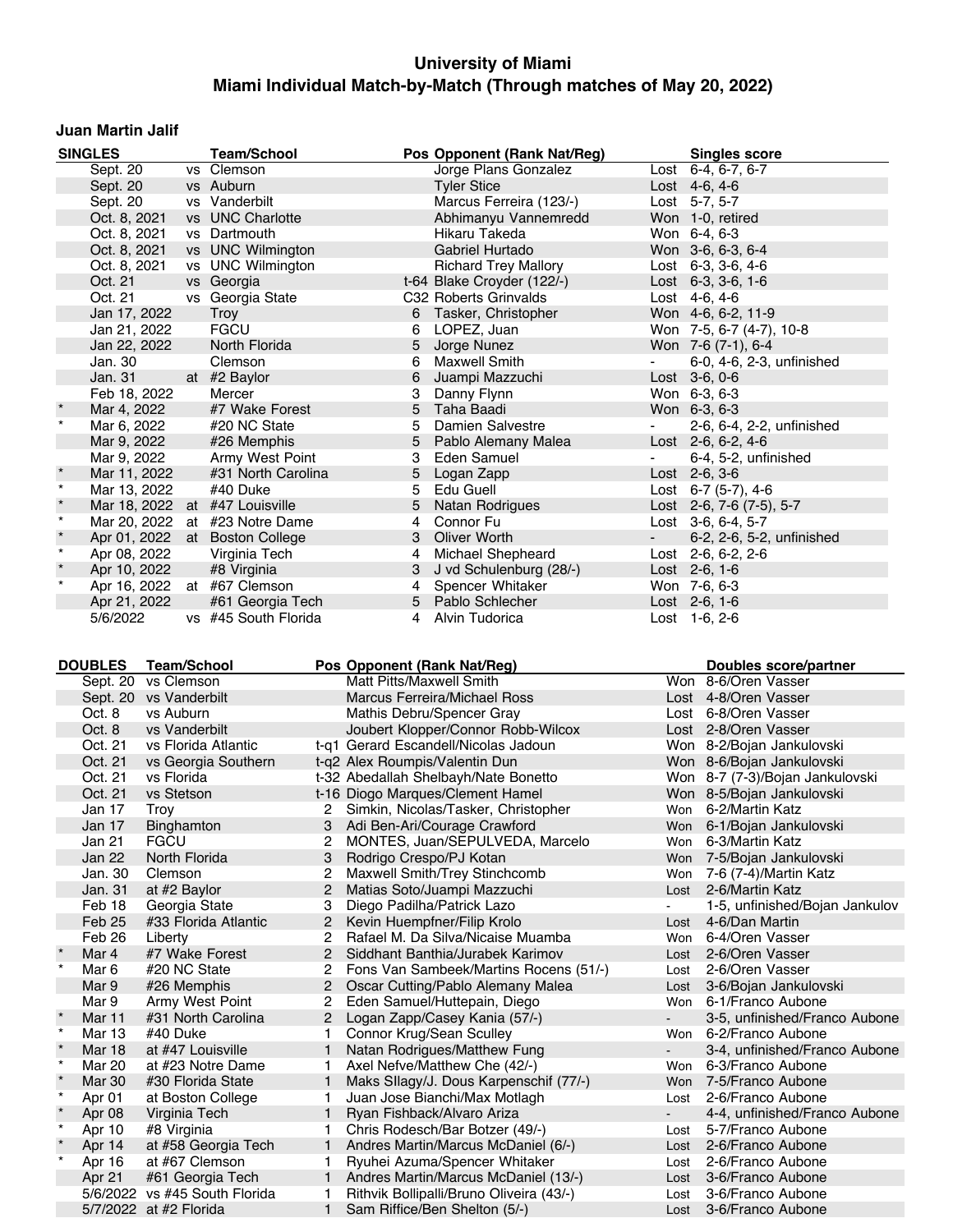# University of Miami

## Miami Individual Match-by-Match (Through matches of May 20, 2022)

### Juan Martin Jalif

| | SINGLES | | Team/School | Pos | Opponent (Rank Nat/Reg) | | Singles score |
|---|---|---|---|---|---|---|---|
| | Sept. 20 | vs | Clemson | | Jorge Plans Gonzalez | Lost | 6-4, 6-7, 6-7 |
| | Sept. 20 | vs | Auburn | | Tyler Stice | Lost | 4-6, 4-6 |
| | Sept. 20 | vs | Vanderbilt | | Marcus Ferreira (123/-) | Lost | 5-7, 5-7 |
| | Oct. 8, 2021 | vs | UNC Charlotte | | Abhimanyu Vannemredd | Won | 1-0, retired |
| | Oct. 8, 2021 | vs | Dartmouth | | Hikaru Takeda | Won | 6-4, 6-3 |
| | Oct. 8, 2021 | vs | UNC Wilmington | | Gabriel Hurtado | Won | 3-6, 6-3, 6-4 |
| | Oct. 8, 2021 | vs | UNC Wilmington | | Richard Trey Mallory | Lost | 6-3, 3-6, 4-6 |
| | Oct. 21 | vs | Georgia | t-64 | Blake Croyder (122/-) | Lost | 6-3, 3-6, 1-6 |
| | Oct. 21 | vs | Georgia State | C32 | Roberts Grinvalds | Lost | 4-6, 4-6 |
| | Jan 17, 2022 | | Troy | 6 | Tasker, Christopher | Won | 4-6, 6-2, 11-9 |
| | Jan 21, 2022 | | FGCU | 6 | LOPEZ, Juan | Won | 7-5, 6-7 (4-7), 10-8 |
| | Jan 22, 2022 | | North Florida | 5 | Jorge Nunez | Won | 7-6 (7-1), 6-4 |
| | Jan. 30 | | Clemson | 6 | Maxwell Smith | - | 6-0, 4-6, 2-3, unfinished |
| | Jan. 31 | at | #2 Baylor | 6 | Juampi Mazzuchi | Lost | 3-6, 0-6 |
| | Feb 18, 2022 | | Mercer | 3 | Danny Flynn | Won | 6-3, 6-3 |
| * | Mar 4, 2022 | | #7 Wake Forest | 5 | Taha Baadi | Won | 6-3, 6-3 |
| * | Mar 6, 2022 | | #20 NC State | 5 | Damien Salvestre | - | 2-6, 6-4, 2-2, unfinished |
| | Mar 9, 2022 | | #26 Memphis | 5 | Pablo Alemany Malea | Lost | 2-6, 6-2, 4-6 |
| | Mar 9, 2022 | | Army West Point | 3 | Eden Samuel | - | 6-4, 5-2, unfinished |
| * | Mar 11, 2022 | | #31 North Carolina | 5 | Logan Zapp | Lost | 2-6, 3-6 |
| * | Mar 13, 2022 | | #40 Duke | 5 | Edu Guell | Lost | 6-7 (5-7), 4-6 |
| * | Mar 18, 2022 | at | #47 Louisville | 5 | Natan Rodrigues | Lost | 2-6, 7-6 (7-5), 5-7 |
| * | Mar 20, 2022 | at | #23 Notre Dame | 4 | Connor Fu | Lost | 3-6, 6-4, 5-7 |
| * | Apr 01, 2022 | at | Boston College | 3 | Oliver Worth | - | 6-2, 2-6, 5-2, unfinished |
| * | Apr 08, 2022 | | Virginia Tech | 4 | Michael Shepheard | Lost | 2-6, 6-2, 2-6 |
| * | Apr 10, 2022 | | #8 Virginia | 3 | J vd Schulenburg (28/-) | Lost | 2-6, 1-6 |
| * | Apr 16, 2022 | at | #67 Clemson | 4 | Spencer Whitaker | Won | 7-6, 6-3 |
| | Apr 21, 2022 | | #61 Georgia Tech | 5 | Pablo Schlecher | Lost | 2-6, 1-6 |
| | 5/6/2022 | vs | #45 South Florida | 4 | Alvin Tudorica | Lost | 1-6, 2-6 |

| | DOUBLES | Team/School | Pos | Opponent (Rank Nat/Reg) | | Doubles score/partner |
|---|---|---|---|---|---|---|
| | Sept. 20 | vs Clemson | | Matt Pitts/Maxwell Smith | Won | 8-6/Oren Vasser |
| | Sept. 20 | vs Vanderbilt | | Marcus Ferreira/Michael Ross | Lost | 4-8/Oren Vasser |
| | Oct. 8 | vs Auburn | | Mathis Debru/Spencer Gray | Lost | 6-8/Oren Vasser |
| | Oct. 8 | vs Vanderbilt | | Joubert Klopper/Connor Robb-Wilcox | Lost | 2-8/Oren Vasser |
| | Oct. 21 | vs Florida Atlantic | t-q1 | Gerard Escandell/Nicolas Jadoun | Won | 8-2/Bojan Jankulovski |
| | Oct. 21 | vs Georgia Southern | t-q2 | Alex Roumpis/Valentin Dun | Won | 8-6/Bojan Jankulovski |
| | Oct. 21 | vs Florida | t-32 | Abedallah Shelbayh/Nate Bonetto | Won | 8-7 (7-3)/Bojan Jankulovski |
| | Oct. 21 | vs Stetson | t-16 | Diogo Marques/Clement Hamel | Won | 8-5/Bojan Jankulovski |
| | Jan 17 | Troy | 2 | Simkin, Nicolas/Tasker, Christopher | Won | 6-2/Martin Katz |
| | Jan 17 | Binghamton | 3 | Adi Ben-Ari/Courage Crawford | Won | 6-1/Bojan Jankulovski |
| | Jan 21 | FGCU | 2 | MONTES, Juan/SEPULVEDA, Marcelo | Won | 6-3/Martin Katz |
| | Jan 22 | North Florida | 3 | Rodrigo Crespo/PJ Kotan | Won | 7-5/Bojan Jankulovski |
| | Jan. 30 | Clemson | 2 | Maxwell Smith/Trey Stinchcomb | Won | 7-6 (7-4)/Martin Katz |
| | Jan. 31 | at #2 Baylor | 2 | Matias Soto/Juampi Mazzuchi | Lost | 2-6/Martin Katz |
| | Feb 18 | Georgia State | 3 | Diego Padilha/Patrick Lazo | - | 1-5, unfinished/Bojan Jankulov |
| | Feb 25 | #33 Florida Atlantic | 2 | Kevin Huempfner/Filip Krolo | Lost | 4-6/Dan Martin |
| | Feb 26 | Liberty | 2 | Rafael M. Da Silva/Nicaise Muamba | Won | 6-4/Oren Vasser |
| * | Mar 4 | #7 Wake Forest | 2 | Siddhant Banthia/Jurabek Karimov | Lost | 2-6/Oren Vasser |
| * | Mar 6 | #20 NC State | 2 | Fons Van Sambeek/Martins Rocens (51/-) | Lost | 2-6/Oren Vasser |
| | Mar 9 | #26 Memphis | 2 | Oscar Cutting/Pablo Alemany Malea | Lost | 3-6/Bojan Jankulovski |
| | Mar 9 | Army West Point | 2 | Eden Samuel/Huttepain, Diego | Won | 6-1/Franco Aubone |
| * | Mar 11 | #31 North Carolina | 2 | Logan Zapp/Casey Kania (57/-) | - | 3-5, unfinished/Franco Aubone |
| * | Mar 13 | #40 Duke | 1 | Connor Krug/Sean Sculley | Won | 6-2/Franco Aubone |
| * | Mar 18 | at #47 Louisville | 1 | Natan Rodrigues/Matthew Fung | - | 3-4, unfinished/Franco Aubone |
| * | Mar 20 | at #23 Notre Dame | 1 | Axel Nefve/Matthew Che (42/-) | Won | 6-3/Franco Aubone |
| * | Mar 30 | #30 Florida State | 1 | Maks SIlagy/J. Dous Karpenschif (77/-) | Won | 7-5/Franco Aubone |
| * | Apr 01 | at Boston College | 1 | Juan Jose Bianchi/Max Motlagh | Lost | 2-6/Franco Aubone |
| * | Apr 08 | Virginia Tech | 1 | Ryan Fishback/Alvaro Ariza | - | 4-4, unfinished/Franco Aubone |
| * | Apr 10 | #8 Virginia | 1 | Chris Rodesch/Bar Botzer (49/-) | Lost | 5-7/Franco Aubone |
| * | Apr 14 | at #58 Georgia Tech | 1 | Andres Martin/Marcus McDaniel (6/-) | Lost | 2-6/Franco Aubone |
| * | Apr 16 | at #67 Clemson | 1 | Ryuhei Azuma/Spencer Whitaker | Lost | 2-6/Franco Aubone |
| | Apr 21 | #61 Georgia Tech | 1 | Andres Martin/Marcus McDaniel (13/-) | Lost | 3-6/Franco Aubone |
| | 5/6/2022 | vs #45 South Florida | 1 | Rithvik Bollipalli/Bruno Oliveira (43/-) | Lost | 3-6/Franco Aubone |
| | 5/7/2022 | at #2 Florida | 1 | Sam Riffice/Ben Shelton (5/-) | Lost | 3-6/Franco Aubone |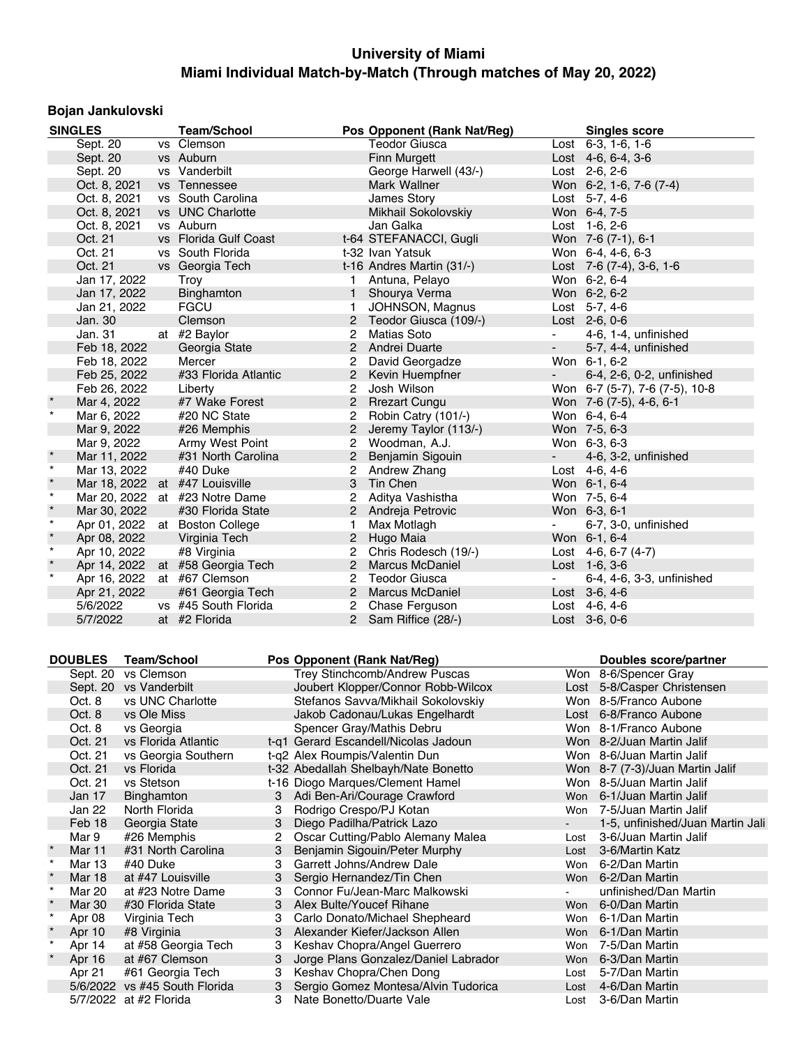# University of Miami

## Miami Individual Match-by-Match (Through matches of May 20, 2022)

### Bojan Jankulovski

| | SINGLES | | Team/School | Pos | Opponent (Rank Nat/Reg) | | Singles score |
|---|---|---|---|---|---|---|---|
| | Sept. 20 | vs | Clemson | | Teodor Giusca | Lost | 6-3, 1-6, 1-6 |
| | Sept. 20 | vs | Auburn | | Finn Murgett | Lost | 4-6, 6-4, 3-6 |
| | Sept. 20 | vs | Vanderbilt | | George Harwell (43/-) | Lost | 2-6, 2-6 |
| | Oct. 8, 2021 | vs | Tennessee | | Mark Wallner | Won | 6-2, 1-6, 7-6 (7-4) |
| | Oct. 8, 2021 | vs | South Carolina | | James Story | Lost | 5-7, 4-6 |
| | Oct. 8, 2021 | vs | UNC Charlotte | | Mikhail Sokolovskiy | Won | 6-4, 7-5 |
| | Oct. 8, 2021 | vs | Auburn | | Jan Galka | Lost | 1-6, 2-6 |
| | Oct. 21 | vs | Florida Gulf Coast | t-64 | STEFANACCI, Gugli | Won | 7-6 (7-1), 6-1 |
| | Oct. 21 | vs | South Florida | t-32 | Ivan Yatsuk | Won | 6-4, 4-6, 6-3 |
| | Oct. 21 | vs | Georgia Tech | t-16 | Andres Martin (31/-) | Lost | 7-6 (7-4), 3-6, 1-6 |
| | Jan 17, 2022 | | Troy | 1 | Antuna, Pelayo | Won | 6-2, 6-4 |
| | Jan 17, 2022 | | Binghamton | 1 | Shourya Verma | Won | 6-2, 6-2 |
| | Jan 21, 2022 | | FGCU | 1 | JOHNSON, Magnus | Lost | 5-7, 4-6 |
| | Jan. 30 | | Clemson | 2 | Teodor Giusca (109/-) | Lost | 2-6, 0-6 |
| | Jan. 31 | at | #2 Baylor | 2 | Matias Soto | - | 4-6, 1-4, unfinished |
| | Feb 18, 2022 | | Georgia State | 2 | Andrei Duarte | - | 5-7, 4-4, unfinished |
| | Feb 18, 2022 | | Mercer | 2 | David Georgadze | Won | 6-1, 6-2 |
| | Feb 25, 2022 | | #33 Florida Atlantic | 2 | Kevin Huempfner | - | 6-4, 2-6, 0-2, unfinished |
| | Feb 26, 2022 | | Liberty | 2 | Josh Wilson | Won | 6-7 (5-7), 7-6 (7-5), 10-8 |
| * | Mar 4, 2022 | | #7 Wake Forest | 2 | Rrezart Cungu | Won | 7-6 (7-5), 4-6, 6-1 |
| * | Mar 6, 2022 | | #20 NC State | 2 | Robin Catry (101/-) | Won | 6-4, 6-4 |
| | Mar 9, 2022 | | #26 Memphis | 2 | Jeremy Taylor (113/-) | Won | 7-5, 6-3 |
| | Mar 9, 2022 | | Army West Point | 2 | Woodman, A.J. | Won | 6-3, 6-3 |
| * | Mar 11, 2022 | | #31 North Carolina | 2 | Benjamin Sigouin | - | 4-6, 3-2, unfinished |
| * | Mar 13, 2022 | | #40 Duke | 2 | Andrew Zhang | Lost | 4-6, 4-6 |
| * | Mar 18, 2022 | at | #47 Louisville | 3 | Tin Chen | Won | 6-1, 6-4 |
| * | Mar 20, 2022 | at | #23 Notre Dame | 2 | Aditya Vashistha | Won | 7-5, 6-4 |
| * | Mar 30, 2022 | | #30 Florida State | 2 | Andreja Petrovic | Won | 6-3, 6-1 |
| * | Apr 01, 2022 | at | Boston College | 1 | Max Motlagh | - | 6-7, 3-0, unfinished |
| * | Apr 08, 2022 | | Virginia Tech | 2 | Hugo Maia | Won | 6-1, 6-4 |
| * | Apr 10, 2022 | | #8 Virginia | 2 | Chris Rodesch (19/-) | Lost | 4-6, 6-7 (4-7) |
| * | Apr 14, 2022 | at | #58 Georgia Tech | 2 | Marcus McDaniel | Lost | 1-6, 3-6 |
| * | Apr 16, 2022 | at | #67 Clemson | 2 | Teodor Giusca | - | 6-4, 4-6, 3-3, unfinished |
| | Apr 21, 2022 | | #61 Georgia Tech | 2 | Marcus McDaniel | Lost | 3-6, 4-6 |
| | 5/6/2022 | vs | #45 South Florida | 2 | Chase Ferguson | Lost | 4-6, 4-6 |
| | 5/7/2022 | at | #2 Florida | 2 | Sam Riffice (28/-) | Lost | 3-6, 0-6 |

| | DOUBLES | Team/School | Pos | Opponent (Rank Nat/Reg) | | Doubles score/partner |
|---|---|---|---|---|---|---|
| | Sept. 20 | vs Clemson | | Trey Stinchcomb/Andrew Puscas | Won | 8-6/Spencer Gray |
| | Sept. 20 | vs Vanderbilt | | Joubert Klopper/Connor Robb-Wilcox | Lost | 5-8/Casper Christensen |
| | Oct. 8 | vs UNC Charlotte | | Stefanos Savva/Mikhail Sokolovskiy | Won | 8-5/Franco Aubone |
| | Oct. 8 | vs Ole Miss | | Jakob Cadonau/Lukas Engelhardt | Lost | 6-8/Franco Aubone |
| | Oct. 8 | vs Georgia | | Spencer Gray/Mathis Debru | Won | 8-1/Franco Aubone |
| | Oct. 21 | vs Florida Atlantic | t-q1 | Gerard Escandell/Nicolas Jadoun | Won | 8-2/Juan Martin Jalif |
| | Oct. 21 | vs Georgia Southern | t-q2 | Alex Roumpis/Valentin Dun | Won | 8-6/Juan Martin Jalif |
| | Oct. 21 | vs Florida | t-32 | Abedallah Shelbayh/Nate Bonetto | Won | 8-7 (7-3)/Juan Martin Jalif |
| | Oct. 21 | vs Stetson | t-16 | Diogo Marques/Clement Hamel | Won | 8-5/Juan Martin Jalif |
| | Jan 17 | Binghamton | 3 | Adi Ben-Ari/Courage Crawford | Won | 6-1/Juan Martin Jalif |
| | Jan 22 | North Florida | 3 | Rodrigo Crespo/PJ Kotan | Won | 7-5/Juan Martin Jalif |
| | Feb 18 | Georgia State | 3 | Diego Padilha/Patrick Lazo | - | 1-5, unfinished/Juan Martin Jali |
| | Mar 9 | #26 Memphis | 2 | Oscar Cutting/Pablo Alemany Malea | Lost | 3-6/Juan Martin Jalif |
| * | Mar 11 | #31 North Carolina | 3 | Benjamin Sigouin/Peter Murphy | Lost | 3-6/Martin Katz |
| * | Mar 13 | #40 Duke | 3 | Garrett Johns/Andrew Dale | Won | 6-2/Dan Martin |
| * | Mar 18 | at #47 Louisville | 3 | Sergio Hernandez/Tin Chen | Won | 6-2/Dan Martin |
| * | Mar 20 | at #23 Notre Dame | 3 | Connor Fu/Jean-Marc Malkowski | - | unfinished/Dan Martin |
| * | Mar 30 | #30 Florida State | 3 | Alex Bulte/Youcef Rihane | Won | 6-0/Dan Martin |
| * | Apr 08 | Virginia Tech | 3 | Carlo Donato/Michael Shepheard | Won | 6-1/Dan Martin |
| * | Apr 10 | #8 Virginia | 3 | Alexander Kiefer/Jackson Allen | Won | 6-1/Dan Martin |
| * | Apr 14 | at #58 Georgia Tech | 3 | Keshav Chopra/Angel Guerrero | Won | 7-5/Dan Martin |
| * | Apr 16 | at #67 Clemson | 3 | Jorge Plans Gonzalez/Daniel Labrador | Won | 6-3/Dan Martin |
| | Apr 21 | #61 Georgia Tech | 3 | Keshav Chopra/Chen Dong | Lost | 5-7/Dan Martin |
| | 5/6/2022 | vs #45 South Florida | 3 | Sergio Gomez Montesa/Alvin Tudorica | Lost | 4-6/Dan Martin |
| | 5/7/2022 | at #2 Florida | 3 | Nate Bonetto/Duarte Vale | Lost | 3-6/Dan Martin |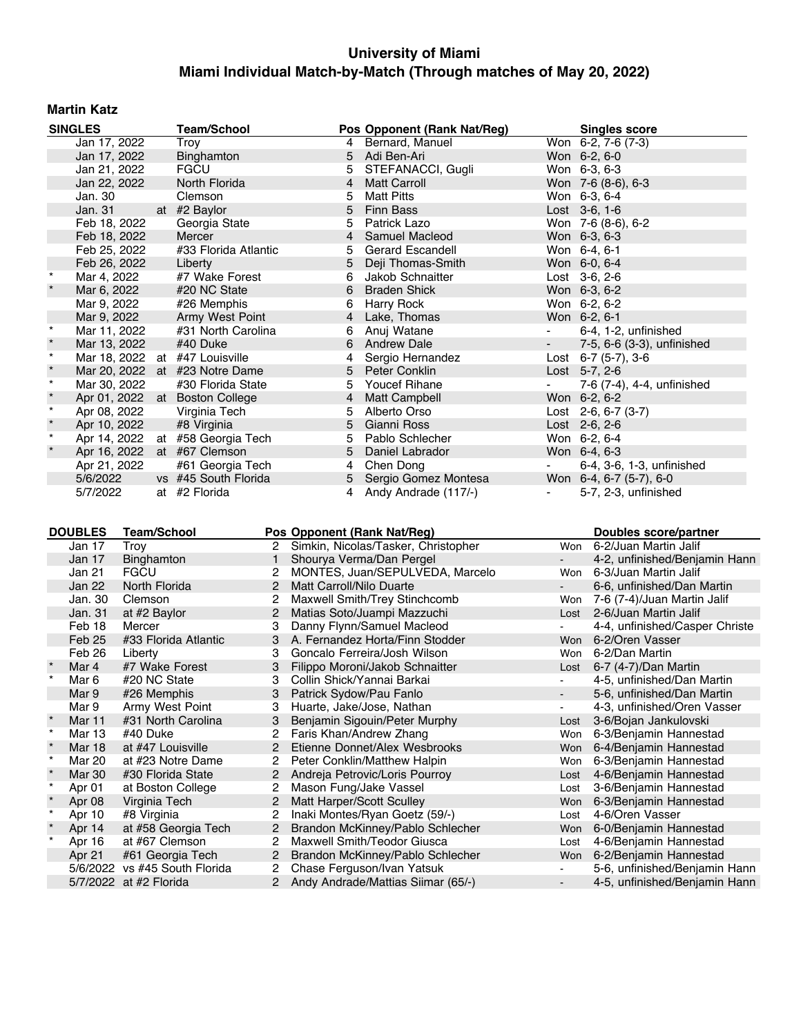# University of Miami
## Miami Individual Match-by-Match (Through matches of May 20, 2022)

### Martin Katz

| | SINGLES | | Team/School | Pos | Opponent (Rank Nat/Reg) | | Singles score |
|---|---|---|---|---|---|---|---|
| | Jan 17, 2022 | | Troy | 4 | Bernard, Manuel | Won | 6-2, 7-6 (7-3) |
| | Jan 17, 2022 | | Binghamton | 5 | Adi Ben-Ari | Won | 6-2, 6-0 |
| | Jan 21, 2022 | | FGCU | 5 | STEFANACCI, Gugli | Won | 6-3, 6-3 |
| | Jan 22, 2022 | | North Florida | 4 | Matt Carroll | Won | 7-6 (8-6), 6-3 |
| | Jan. 30 | | Clemson | 5 | Matt Pitts | Won | 6-3, 6-4 |
| | Jan. 31 | at | #2 Baylor | 5 | Finn Bass | Lost | 3-6, 1-6 |
| | Feb 18, 2022 | | Georgia State | 5 | Patrick Lazo | Won | 7-6 (8-6), 6-2 |
| | Feb 18, 2022 | | Mercer | 4 | Samuel Macleod | Won | 6-3, 6-3 |
| | Feb 25, 2022 | | #33 Florida Atlantic | 5 | Gerard Escandell | Won | 6-4, 6-1 |
| | Feb 26, 2022 | | Liberty | 5 | Deji Thomas-Smith | Won | 6-0, 6-4 |
| * | Mar 4, 2022 | | #7 Wake Forest | 6 | Jakob Schnaitter | Lost | 3-6, 2-6 |
| * | Mar 6, 2022 | | #20 NC State | 6 | Braden Shick | Won | 6-3, 6-2 |
| | Mar 9, 2022 | | #26 Memphis | 6 | Harry Rock | Won | 6-2, 6-2 |
| | Mar 9, 2022 | | Army West Point | 4 | Lake, Thomas | Won | 6-2, 6-1 |
| * | Mar 11, 2022 | | #31 North Carolina | 6 | Anuj Watane | - | 6-4, 1-2, unfinished |
| * | Mar 13, 2022 | | #40 Duke | 6 | Andrew Dale | - | 7-5, 6-6 (3-3), unfinished |
| * | Mar 18, 2022 | at | #47 Louisville | 4 | Sergio Hernandez | Lost | 6-7 (5-7), 3-6 |
| * | Mar 20, 2022 | at | #23 Notre Dame | 5 | Peter Conklin | Lost | 5-7, 2-6 |
| * | Mar 30, 2022 | | #30 Florida State | 5 | Youcef Rihane | - | 7-6 (7-4), 4-4, unfinished |
| * | Apr 01, 2022 | at | Boston College | 4 | Matt Campbell | Won | 6-2, 6-2 |
| * | Apr 08, 2022 | | Virginia Tech | 5 | Alberto Orso | Lost | 2-6, 6-7 (3-7) |
| * | Apr 10, 2022 | | #8 Virginia | 5 | Gianni Ross | Lost | 2-6, 2-6 |
| * | Apr 14, 2022 | at | #58 Georgia Tech | 5 | Pablo Schlecher | Won | 6-2, 6-4 |
| * | Apr 16, 2022 | at | #67 Clemson | 5 | Daniel Labrador | Won | 6-4, 6-3 |
| | Apr 21, 2022 | | #61 Georgia Tech | 4 | Chen Dong | - | 6-4, 3-6, 1-3, unfinished |
| | 5/6/2022 | vs | #45 South Florida | 5 | Sergio Gomez Montesa | Won | 6-4, 6-7 (5-7), 6-0 |
| | 5/7/2022 | at | #2 Florida | 4 | Andy Andrade (117/-) | - | 5-7, 2-3, unfinished |

| | DOUBLES | Team/School | Pos | Opponent (Rank Nat/Reg) | | Doubles score/partner |
|---|---|---|---|---|---|---|
| | Jan 17 | Troy | 2 | Simkin, Nicolas/Tasker, Christopher | Won | 6-2/Juan Martin Jalif |
| | Jan 17 | Binghamton | 1 | Shourya Verma/Dan Pergel | - | 4-2, unfinished/Benjamin Hann |
| | Jan 21 | FGCU | 2 | MONTES, Juan/SEPULVEDA, Marcelo | Won | 6-3/Juan Martin Jalif |
| | Jan 22 | North Florida | 2 | Matt Carroll/Nilo Duarte | - | 6-6, unfinished/Dan Martin |
| | Jan. 30 | Clemson | 2 | Maxwell Smith/Trey Stinchcomb | Won | 7-6 (7-4)/Juan Martin Jalif |
| | Jan. 31 | at #2 Baylor | 2 | Matias Soto/Juampi Mazzuchi | Lost | 2-6/Juan Martin Jalif |
| | Feb 18 | Mercer | 3 | Danny Flynn/Samuel Macleod | - | 4-4, unfinished/Casper Christe |
| | Feb 25 | #33 Florida Atlantic | 3 | A. Fernandez Horta/Finn Stodder | Won | 6-2/Oren Vasser |
| | Feb 26 | Liberty | 3 | Goncalo Ferreira/Josh Wilson | Won | 6-2/Dan Martin |
| * | Mar 4 | #7 Wake Forest | 3 | Filippo Moroni/Jakob Schnaitter | Lost | 6-7 (4-7)/Dan Martin |
| * | Mar 6 | #20 NC State | 3 | Collin Shick/Yannai Barkai | - | 4-5, unfinished/Dan Martin |
| | Mar 9 | #26 Memphis | 3 | Patrick Sydow/Pau Fanlo | - | 5-6, unfinished/Dan Martin |
| | Mar 9 | Army West Point | 3 | Huarte, Jake/Jose, Nathan | - | 4-3, unfinished/Oren Vasser |
| * | Mar 11 | #31 North Carolina | 3 | Benjamin Sigouin/Peter Murphy | Lost | 3-6/Bojan Jankulovski |
| * | Mar 13 | #40 Duke | 2 | Faris Khan/Andrew Zhang | Won | 6-3/Benjamin Hannestad |
| * | Mar 18 | at #47 Louisville | 2 | Etienne Donnet/Alex Wesbrooks | Won | 6-4/Benjamin Hannestad |
| * | Mar 20 | at #23 Notre Dame | 2 | Peter Conklin/Matthew Halpin | Won | 6-3/Benjamin Hannestad |
| * | Mar 30 | #30 Florida State | 2 | Andreja Petrovic/Loris Pourroy | Lost | 4-6/Benjamin Hannestad |
| * | Apr 01 | at Boston College | 2 | Mason Fung/Jake Vassel | Lost | 3-6/Benjamin Hannestad |
| * | Apr 08 | Virginia Tech | 2 | Matt Harper/Scott Sculley | Won | 6-3/Benjamin Hannestad |
| * | Apr 10 | #8 Virginia | 2 | Inaki Montes/Ryan Goetz (59/-) | Lost | 4-6/Oren Vasser |
| * | Apr 14 | at #58 Georgia Tech | 2 | Brandon McKinney/Pablo Schlecher | Won | 6-0/Benjamin Hannestad |
| * | Apr 16 | at #67 Clemson | 2 | Maxwell Smith/Teodor Giusca | Lost | 4-6/Benjamin Hannestad |
| | Apr 21 | #61 Georgia Tech | 2 | Brandon McKinney/Pablo Schlecher | Won | 6-2/Benjamin Hannestad |
| | 5/6/2022 | vs #45 South Florida | 2 | Chase Ferguson/Ivan Yatsuk | - | 5-6, unfinished/Benjamin Hann |
| | 5/7/2022 | at #2 Florida | 2 | Andy Andrade/Mattias Siimar (65/-) | - | 4-5, unfinished/Benjamin Hann |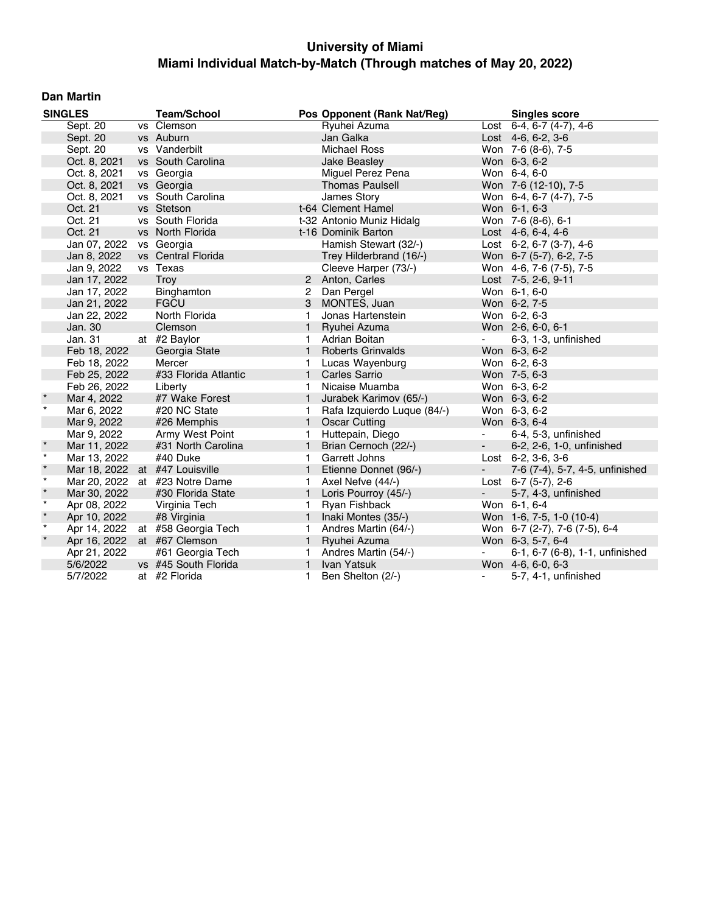# University of Miami
## Miami Individual Match-by-Match (Through matches of May 20, 2022)

### Dan Martin

| SINGLES | | | Team/School | Pos | Opponent (Rank Nat/Reg) | | Singles score |
|---|---|---|---|---|---|---|---|
| | Sept. 20 | vs | Clemson | | Ryuhei Azuma | Lost | 6-4, 6-7 (4-7), 4-6 |
| | Sept. 20 | vs | Auburn | | Jan Galka | Lost | 4-6, 6-2, 3-6 |
| | Sept. 20 | vs | Vanderbilt | | Michael Ross | Won | 7-6 (8-6), 7-5 |
| | Oct. 8, 2021 | vs | South Carolina | | Jake Beasley | Won | 6-3, 6-2 |
| | Oct. 8, 2021 | vs | Georgia | | Miguel Perez Pena | Won | 6-4, 6-0 |
| | Oct. 8, 2021 | vs | Georgia | | Thomas Paulsell | Won | 7-6 (12-10), 7-5 |
| | Oct. 8, 2021 | vs | South Carolina | | James Story | Won | 6-4, 6-7 (4-7), 7-5 |
| | Oct. 21 | vs | Stetson | t-64 | Clement Hamel | Won | 6-1, 6-3 |
| | Oct. 21 | vs | South Florida | t-32 | Antonio Muniz Hidalg | Won | 7-6 (8-6), 6-1 |
| | Oct. 21 | vs | North Florida | t-16 | Dominik Barton | Lost | 4-6, 6-4, 4-6 |
| | Jan 07, 2022 | vs | Georgia | | Hamish Stewart (32/-) | Lost | 6-2, 6-7 (3-7), 4-6 |
| | Jan 8, 2022 | vs | Central Florida | | Trey Hilderbrand (16/-) | Won | 6-7 (5-7), 6-2, 7-5 |
| | Jan 9, 2022 | vs | Texas | | Cleeve Harper (73/-) | Won | 4-6, 7-6 (7-5), 7-5 |
| | Jan 17, 2022 | | Troy | 2 | Anton, Carles | Lost | 7-5, 2-6, 9-11 |
| | Jan 17, 2022 | | Binghamton | 2 | Dan Pergel | Won | 6-1, 6-0 |
| | Jan 21, 2022 | | FGCU | 3 | MONTES, Juan | Won | 6-2, 7-5 |
| | Jan 22, 2022 | | North Florida | 1 | Jonas Hartenstein | Won | 6-2, 6-3 |
| | Jan. 30 | | Clemson | 1 | Ryuhei Azuma | Won | 2-6, 6-0, 6-1 |
| | Jan. 31 | at | #2 Baylor | 1 | Adrian Boitan | - | 6-3, 1-3, unfinished |
| | Feb 18, 2022 | | Georgia State | 1 | Roberts Grinvalds | Won | 6-3, 6-2 |
| | Feb 18, 2022 | | Mercer | 1 | Lucas Wayenburg | Won | 6-2, 6-3 |
| | Feb 25, 2022 | | #33 Florida Atlantic | 1 | Carles Sarrio | Won | 7-5, 6-3 |
| | Feb 26, 2022 | | Liberty | 1 | Nicaise Muamba | Won | 6-3, 6-2 |
| * | Mar 4, 2022 | | #7 Wake Forest | 1 | Jurabek Karimov (65/-) | Won | 6-3, 6-2 |
| * | Mar 6, 2022 | | #20 NC State | 1 | Rafa Izquierdo Luque (84/-) | Won | 6-3, 6-2 |
| | Mar 9, 2022 | | #26 Memphis | 1 | Oscar Cutting | Won | 6-3, 6-4 |
| | Mar 9, 2022 | | Army West Point | 1 | Huttepain, Diego | - | 6-4, 5-3, unfinished |
| * | Mar 11, 2022 | | #31 North Carolina | 1 | Brian Cernoch (22/-) | - | 6-2, 2-6, 1-0, unfinished |
| * | Mar 13, 2022 | | #40 Duke | 1 | Garrett Johns | Lost | 6-2, 3-6, 3-6 |
| * | Mar 18, 2022 | at | #47 Louisville | 1 | Etienne Donnet (96/-) | - | 7-6 (7-4), 5-7, 4-5, unfinished |
| * | Mar 20, 2022 | at | #23 Notre Dame | 1 | Axel Nefve (44/-) | Lost | 6-7 (5-7), 2-6 |
| * | Mar 30, 2022 | | #30 Florida State | 1 | Loris Pourroy (45/-) | - | 5-7, 4-3, unfinished |
| * | Apr 08, 2022 | | Virginia Tech | 1 | Ryan Fishback | Won | 6-1, 6-4 |
| * | Apr 10, 2022 | | #8 Virginia | 1 | Inaki Montes (35/-) | Won | 1-6, 7-5, 1-0 (10-4) |
| * | Apr 14, 2022 | at | #58 Georgia Tech | 1 | Andres Martin (64/-) | Won | 6-7 (2-7), 7-6 (7-5), 6-4 |
| * | Apr 16, 2022 | at | #67 Clemson | 1 | Ryuhei Azuma | Won | 6-3, 5-7, 6-4 |
| | Apr 21, 2022 | | #61 Georgia Tech | 1 | Andres Martin (54/-) | - | 6-1, 6-7 (6-8), 1-1, unfinished |
| | 5/6/2022 | vs | #45 South Florida | 1 | Ivan Yatsuk | Won | 4-6, 6-0, 6-3 |
| | 5/7/2022 | at | #2 Florida | 1 | Ben Shelton (2/-) | - | 5-7, 4-1, unfinished |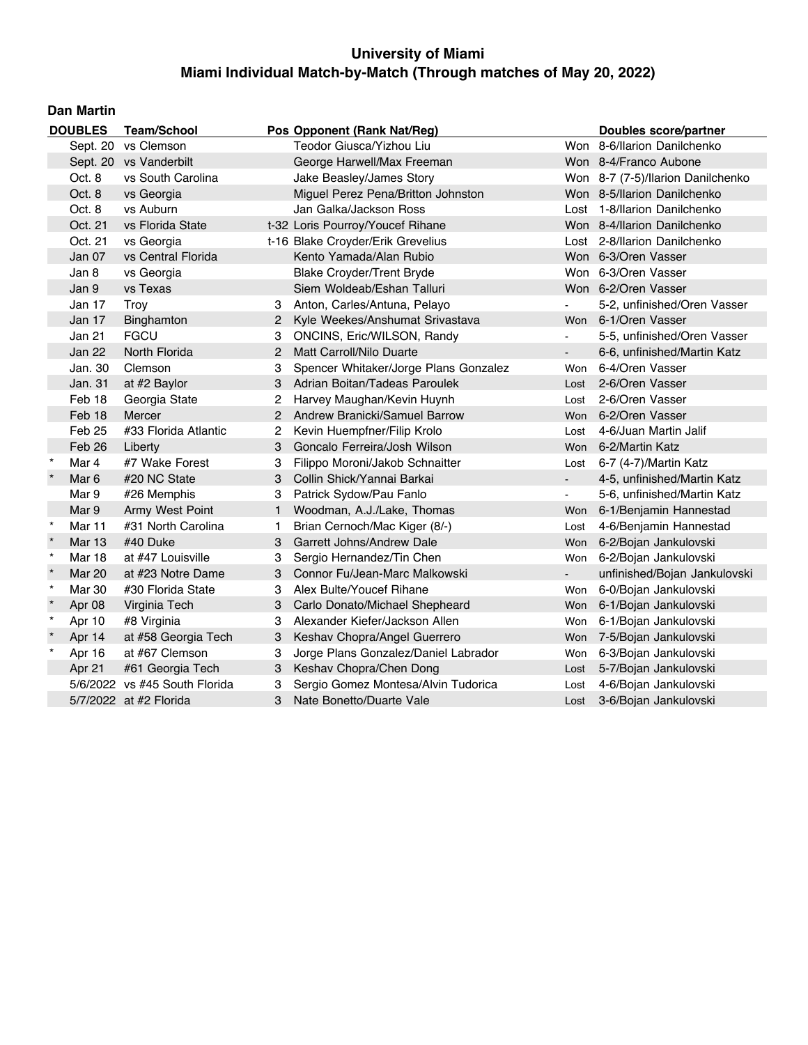# University of Miami
## Miami Individual Match-by-Match (Through matches of May 20, 2022)

### Dan Martin

| | DOUBLES | Team/School | Pos | Opponent (Rank Nat/Reg) | | Doubles score/partner |
|---|---|---|---|---|---|---|
| | Sept. 20 | vs Clemson | | Teodor Giusca/Yizhou Liu | Won | 8-6/Ilarion Danilchenko |
| | Sept. 20 | vs Vanderbilt | | George Harwell/Max Freeman | Won | 8-4/Franco Aubone |
| | Oct. 8 | vs South Carolina | | Jake Beasley/James Story | Won | 8-7 (7-5)/Ilarion Danilchenko |
| | Oct. 8 | vs Georgia | | Miguel Perez Pena/Britton Johnston | Won | 8-5/Ilarion Danilchenko |
| | Oct. 8 | vs Auburn | | Jan Galka/Jackson Ross | Lost | 1-8/Ilarion Danilchenko |
| | Oct. 21 | vs Florida State | t-32 | Loris Pourroy/Youcef Rihane | Won | 8-4/Ilarion Danilchenko |
| | Oct. 21 | vs Georgia | t-16 | Blake Croyder/Erik Grevelius | Lost | 2-8/Ilarion Danilchenko |
| | Jan 07 | vs Central Florida | | Kento Yamada/Alan Rubio | Won | 6-3/Oren Vasser |
| | Jan 8 | vs Georgia | | Blake Croyder/Trent Bryde | Won | 6-3/Oren Vasser |
| | Jan 9 | vs Texas | | Siem Woldeab/Eshan Talluri | Won | 6-2/Oren Vasser |
| | Jan 17 | Troy | 3 | Anton, Carles/Antuna, Pelayo | - | 5-2, unfinished/Oren Vasser |
| | Jan 17 | Binghamton | 2 | Kyle Weekes/Anshumat Srivastava | Won | 6-1/Oren Vasser |
| | Jan 21 | FGCU | 3 | ONCINS, Eric/WILSON, Randy | - | 5-5, unfinished/Oren Vasser |
| | Jan 22 | North Florida | 2 | Matt Carroll/Nilo Duarte | - | 6-6, unfinished/Martin Katz |
| | Jan. 30 | Clemson | 3 | Spencer Whitaker/Jorge Plans Gonzalez | Won | 6-4/Oren Vasser |
| | Jan. 31 | at #2 Baylor | 3 | Adrian Boitan/Tadeas Paroulek | Lost | 2-6/Oren Vasser |
| | Feb 18 | Georgia State | 2 | Harvey Maughan/Kevin Huynh | Lost | 2-6/Oren Vasser |
| | Feb 18 | Mercer | 2 | Andrew Branicki/Samuel Barrow | Won | 6-2/Oren Vasser |
| | Feb 25 | #33 Florida Atlantic | 2 | Kevin Huempfner/Filip Krolo | Lost | 4-6/Juan Martin Jalif |
| | Feb 26 | Liberty | 3 | Goncalo Ferreira/Josh Wilson | Won | 6-2/Martin Katz |
| * | Mar 4 | #7 Wake Forest | 3 | Filippo Moroni/Jakob Schnaitter | Lost | 6-7 (4-7)/Martin Katz |
| * | Mar 6 | #20 NC State | 3 | Collin Shick/Yannai Barkai | - | 4-5, unfinished/Martin Katz |
| | Mar 9 | #26 Memphis | 3 | Patrick Sydow/Pau Fanlo | - | 5-6, unfinished/Martin Katz |
| | Mar 9 | Army West Point | 1 | Woodman, A.J./Lake, Thomas | Won | 6-1/Benjamin Hannestad |
| * | Mar 11 | #31 North Carolina | 1 | Brian Cernoch/Mac Kiger (8/-) | Lost | 4-6/Benjamin Hannestad |
| * | Mar 13 | #40 Duke | 3 | Garrett Johns/Andrew Dale | Won | 6-2/Bojan Jankulovski |
| * | Mar 18 | at #47 Louisville | 3 | Sergio Hernandez/Tin Chen | Won | 6-2/Bojan Jankulovski |
| * | Mar 20 | at #23 Notre Dame | 3 | Connor Fu/Jean-Marc Malkowski | - | unfinished/Bojan Jankulovski |
| * | Mar 30 | #30 Florida State | 3 | Alex Bulte/Youcef Rihane | Won | 6-0/Bojan Jankulovski |
| * | Apr 08 | Virginia Tech | 3 | Carlo Donato/Michael Shepheard | Won | 6-1/Bojan Jankulovski |
| * | Apr 10 | #8 Virginia | 3 | Alexander Kiefer/Jackson Allen | Won | 6-1/Bojan Jankulovski |
| * | Apr 14 | at #58 Georgia Tech | 3 | Keshav Chopra/Angel Guerrero | Won | 7-5/Bojan Jankulovski |
| * | Apr 16 | at #67 Clemson | 3 | Jorge Plans Gonzalez/Daniel Labrador | Won | 6-3/Bojan Jankulovski |
| | Apr 21 | #61 Georgia Tech | 3 | Keshav Chopra/Chen Dong | Lost | 5-7/Bojan Jankulovski |
| | 5/6/2022 | vs #45 South Florida | 3 | Sergio Gomez Montesa/Alvin Tudorica | Lost | 4-6/Bojan Jankulovski |
| | 5/7/2022 | at #2 Florida | 3 | Nate Bonetto/Duarte Vale | Lost | 3-6/Bojan Jankulovski |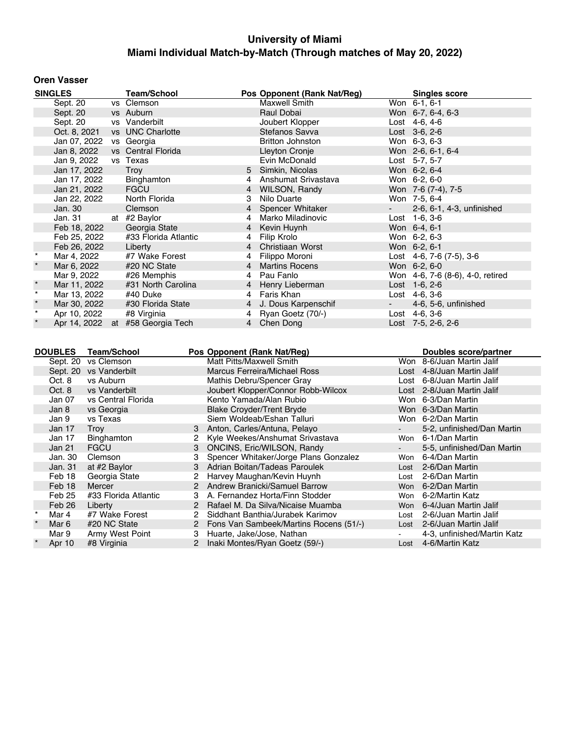# University of Miami

## Miami Individual Match-by-Match (Through matches of May 20, 2022)

### Oren Vasser

| | SINGLES | | Team/School | Pos | Opponent (Rank Nat/Reg) | | Singles score |
|---|---|---|---|---|---|---|---|
| | Sept. 20 | vs | Clemson | | Maxwell Smith | Won | 6-1, 6-1 |
| | Sept. 20 | vs | Auburn | | Raul Dobai | Won | 6-7, 6-4, 6-3 |
| | Sept. 20 | vs | Vanderbilt | | Joubert Klopper | Lost | 4-6, 4-6 |
| | Oct. 8, 2021 | vs | UNC Charlotte | | Stefanos Savva | Lost | 3-6, 2-6 |
| | Jan 07, 2022 | vs | Georgia | | Britton Johnston | Won | 6-3, 6-3 |
| | Jan 8, 2022 | vs | Central Florida | | Lleyton Cronje | Won | 2-6, 6-1, 6-4 |
| | Jan 9, 2022 | vs | Texas | | Evin McDonald | Lost | 5-7, 5-7 |
| | Jan 17, 2022 | | Troy | 5 | Simkin, Nicolas | Won | 6-2, 6-4 |
| | Jan 17, 2022 | | Binghamton | 4 | Anshumat Srivastava | Won | 6-2, 6-0 |
| | Jan 21, 2022 | | FGCU | 4 | WILSON, Randy | Won | 7-6 (7-4), 7-5 |
| | Jan 22, 2022 | | North Florida | 3 | Nilo Duarte | Won | 7-5, 6-4 |
| | Jan. 30 | | Clemson | 4 | Spencer Whitaker | - | 2-6, 6-1, 4-3, unfinished |
| | Jan. 31 | at | #2 Baylor | 4 | Marko Miladinovic | Lost | 1-6, 3-6 |
| | Feb 18, 2022 | | Georgia State | 4 | Kevin Huynh | Won | 6-4, 6-1 |
| | Feb 25, 2022 | | #33 Florida Atlantic | 4 | Filip Krolo | Won | 6-2, 6-3 |
| | Feb 26, 2022 | | Liberty | 4 | Christiaan Worst | Won | 6-2, 6-1 |
| * | Mar 4, 2022 | | #7 Wake Forest | 4 | Filippo Moroni | Lost | 4-6, 7-6 (7-5), 3-6 |
| * | Mar 6, 2022 | | #20 NC State | 4 | Martins Rocens | Won | 6-2, 6-0 |
| | Mar 9, 2022 | | #26 Memphis | 4 | Pau Fanlo | Won | 4-6, 7-6 (8-6), 4-0, retired |
| * | Mar 11, 2022 | | #31 North Carolina | 4 | Henry Lieberman | Lost | 1-6, 2-6 |
| * | Mar 13, 2022 | | #40 Duke | 4 | Faris Khan | Lost | 4-6, 3-6 |
| * | Mar 30, 2022 | | #30 Florida State | 4 | J. Dous Karpenschif | - | 4-6, 5-6, unfinished |
| * | Apr 10, 2022 | | #8 Virginia | 4 | Ryan Goetz (70/-) | Lost | 4-6, 3-6 |
| * | Apr 14, 2022 | at | #58 Georgia Tech | 4 | Chen Dong | Lost | 7-5, 2-6, 2-6 |

| | DOUBLES | Team/School | Pos | Opponent (Rank Nat/Reg) | | Doubles score/partner |
|---|---|---|---|---|---|---|
| | Sept. 20 | vs Clemson | | Matt Pitts/Maxwell Smith | Won | 8-6/Juan Martin Jalif |
| | Sept. 20 | vs Vanderbilt | | Marcus Ferreira/Michael Ross | Lost | 4-8/Juan Martin Jalif |
| | Oct. 8 | vs Auburn | | Mathis Debru/Spencer Gray | Lost | 6-8/Juan Martin Jalif |
| | Oct. 8 | vs Vanderbilt | | Joubert Klopper/Connor Robb-Wilcox | Lost | 2-8/Juan Martin Jalif |
| | Jan 07 | vs Central Florida | | Kento Yamada/Alan Rubio | Won | 6-3/Dan Martin |
| | Jan 8 | vs Georgia | | Blake Croyder/Trent Bryde | Won | 6-3/Dan Martin |
| | Jan 9 | vs Texas | | Siem Woldeab/Eshan Talluri | Won | 6-2/Dan Martin |
| | Jan 17 | Troy | 3 | Anton, Carles/Antuna, Pelayo | - | 5-2, unfinished/Dan Martin |
| | Jan 17 | Binghamton | 2 | Kyle Weekes/Anshumat Srivastava | Won | 6-1/Dan Martin |
| | Jan 21 | FGCU | 3 | ONCINS, Eric/WILSON, Randy | - | 5-5, unfinished/Dan Martin |
| | Jan. 30 | Clemson | 3 | Spencer Whitaker/Jorge Plans Gonzalez | Won | 6-4/Dan Martin |
| | Jan. 31 | at #2 Baylor | 3 | Adrian Boitan/Tadeas Paroulek | Lost | 2-6/Dan Martin |
| | Feb 18 | Georgia State | 2 | Harvey Maughan/Kevin Huynh | Lost | 2-6/Dan Martin |
| | Feb 18 | Mercer | 2 | Andrew Branicki/Samuel Barrow | Won | 6-2/Dan Martin |
| | Feb 25 | #33 Florida Atlantic | 3 | A. Fernandez Horta/Finn Stodder | Won | 6-2/Martin Katz |
| | Feb 26 | Liberty | 2 | Rafael M. Da Silva/Nicaise Muamba | Won | 6-4/Juan Martin Jalif |
| * | Mar 4 | #7 Wake Forest | 2 | Siddhant Banthia/Jurabek Karimov | Lost | 2-6/Juan Martin Jalif |
| * | Mar 6 | #20 NC State | 2 | Fons Van Sambeek/Martins Rocens (51/-) | Lost | 2-6/Juan Martin Jalif |
| | Mar 9 | Army West Point | 3 | Huarte, Jake/Jose, Nathan | - | 4-3, unfinished/Martin Katz |
| * | Apr 10 | #8 Virginia | 2 | Inaki Montes/Ryan Goetz (59/-) | Lost | 4-6/Martin Katz |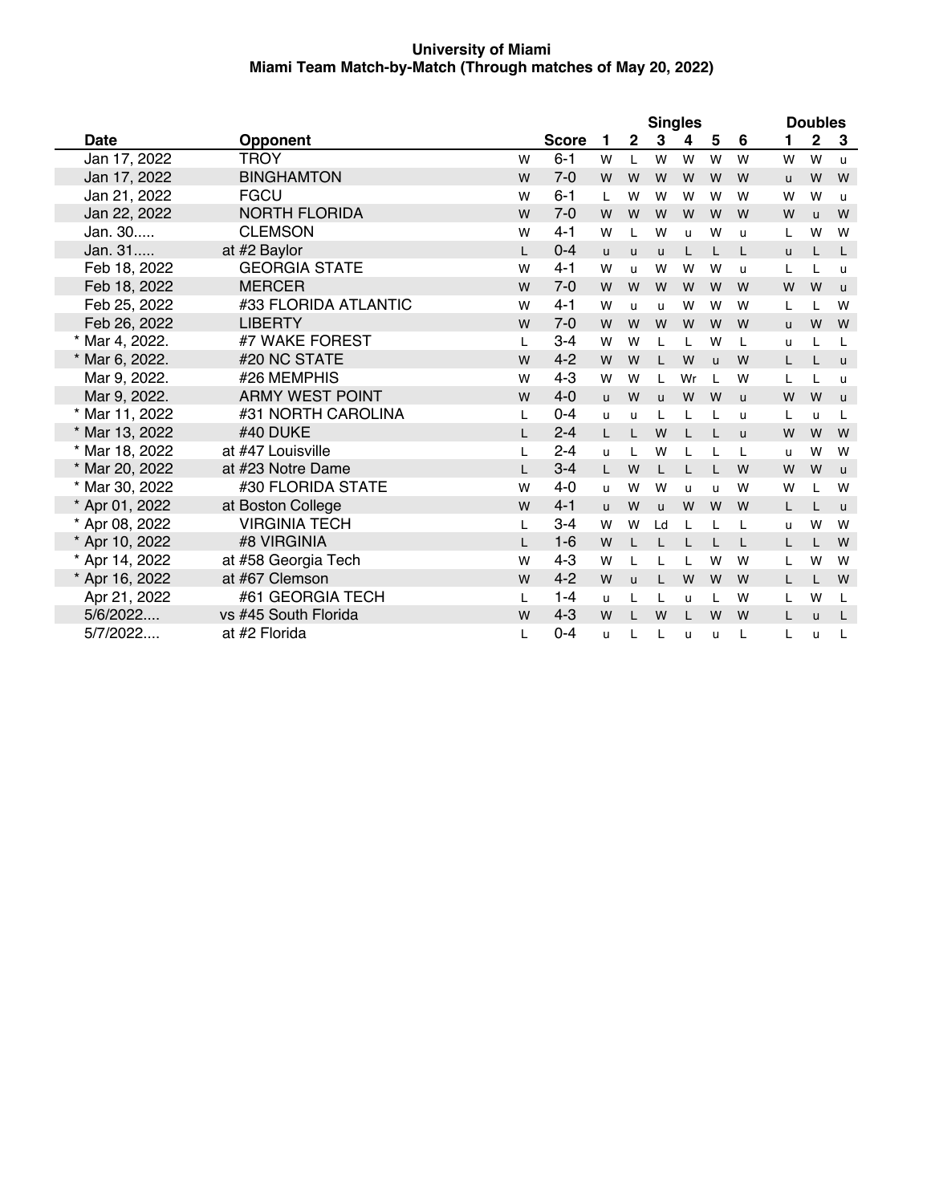**University of Miami**
**Miami Team Match-by-Match (Through matches of May 20, 2022)**

| Date | Opponent | | Score | Singles 1 | 2 | 3 | 4 | 5 | 6 | Doubles 1 | 2 | 3 |
|---|---|---|---|---|---|---|---|---|---|---|---|---|
| Jan 17, 2022 | TROY | W | 6-1 | W | L | W | W | W | W | W | W | u |
| Jan 17, 2022 | BINGHAMTON | W | 7-0 | W | W | W | W | W | W | u | W | W |
| Jan 21, 2022 | FGCU | W | 6-1 | L | W | W | W | W | W | W | W | u |
| Jan 22, 2022 | NORTH FLORIDA | W | 7-0 | W | W | W | W | W | W | W | u | W |
| Jan. 30..... | CLEMSON | W | 4-1 | W | L | W | u | W | u | L | W | W |
| Jan. 31..... | at #2 Baylor | L | 0-4 | u | u | u | L | L | L | u | L | L |
| Feb 18, 2022 | GEORGIA STATE | W | 4-1 | W | u | W | W | W | u | L | L | u |
| Feb 18, 2022 | MERCER | W | 7-0 | W | W | W | W | W | W | W | W | u |
| Feb 25, 2022 | #33 FLORIDA ATLANTIC | W | 4-1 | W | u | u | W | W | W | L | L | W |
| Feb 26, 2022 | LIBERTY | W | 7-0 | W | W | W | W | W | W | u | W | W |
| * Mar 4, 2022. | #7 WAKE FOREST | L | 3-4 | W | W | L | L | W | L | u | L | L |
| * Mar 6, 2022. | #20 NC STATE | W | 4-2 | W | W | L | W | u | W | L | L | u |
| Mar 9, 2022. | #26 MEMPHIS | W | 4-3 | W | W | L | Wr | L | W | L | L | u |
| Mar 9, 2022. | ARMY WEST POINT | W | 4-0 | u | W | u | W | W | u | W | W | u |
| * Mar 11, 2022 | #31 NORTH CAROLINA | L | 0-4 | u | u | L | L | L | u | L | u | L |
| * Mar 13, 2022 | #40 DUKE | L | 2-4 | L | L | W | L | L | u | W | W | W |
| * Mar 18, 2022 | at #47 Louisville | L | 2-4 | u | L | W | L | L | L | u | W | W |
| * Mar 20, 2022 | at #23 Notre Dame | L | 3-4 | L | W | L | L | L | W | W | W | u |
| * Mar 30, 2022 | #30 FLORIDA STATE | W | 4-0 | u | W | W | u | u | W | W | L | W |
| * Apr 01, 2022 | at Boston College | W | 4-1 | u | W | u | W | W | W | L | L | u |
| * Apr 08, 2022 | VIRGINIA TECH | L | 3-4 | W | W | Ld | L | L | L | u | W | W |
| * Apr 10, 2022 | #8 VIRGINIA | L | 1-6 | W | L | L | L | L | L | L | L | W |
| * Apr 14, 2022 | at #58 Georgia Tech | W | 4-3 | W | L | L | L | W | W | L | W | W |
| * Apr 16, 2022 | at #67 Clemson | W | 4-2 | W | u | L | W | W | W | L | L | W |
| Apr 21, 2022 | #61 GEORGIA TECH | L | 1-4 | u | L | L | u | L | W | L | W | L |
| 5/6/2022.... | vs #45 South Florida | W | 4-3 | W | L | W | L | W | W | L | u | L |
| 5/7/2022.... | at #2 Florida | L | 0-4 | u | L | L | u | u | L | L | u | L |